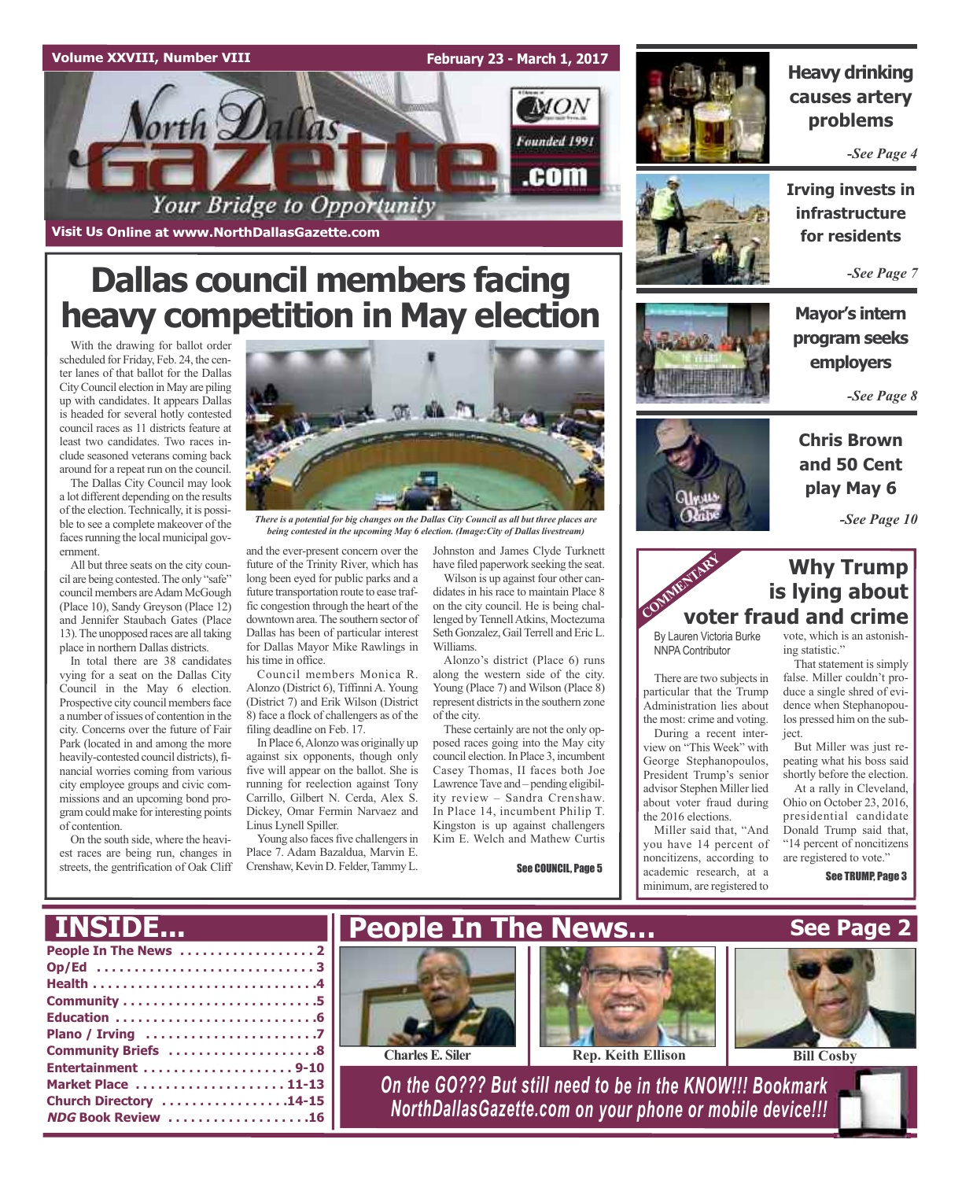Volume XXVIII, Number VIII

February 23 - March 1, 2017

# North Dallas Gazette

Founded 1991

.com

Your Bridge to Opportunity

Visit Us Online at www.NorthDallasGazette.com

# Dallas council members facing heavy competition in May election

With the drawing for ballot order scheduled for Friday, Feb. 24, the center lanes of that ballot for the Dallas City Council election in May are piling up with candidates. It appears Dallas is headed for several hotly contested council races as 11 districts feature at least two candidates. Two races include seasoned veterans coming back around for a repeat run on the council.

The Dallas City Council may look a lot different depending on the results of the election. Technically, it is possible to see a complete makeover of the faces running the local municipal government.

All but three seats on the city council are being contested. The only "safe" council members are Adam McGough (Place 10), Sandy Greyson (Place 12) and Jennifer Staubach Gates (Place 13). The unopposed races are all taking place in northern Dallas districts.

In total there are 38 candidates vying for a seat on the Dallas City Council in the May 6 election. Prospective city council members face a number of issues of contention in the city. Concerns over the future of Fair Park (located in and among the more heavily-contested council districts), financial worries coming from various city employee groups and civic commissions and an upcoming bond program could make for interesting points of contention.

On the south side, where the heaviest races are being run, changes in streets, the gentrification of Oak Cliff and the ever-present concern over the future of the Trinity River, which has long been eyed for public parks and a future transportation route to ease traffic congestion through the heart of the downtown area. The southern sector of Dallas has been of particular interest for Dallas Mayor Mike Rawlings in his time in office.

Council members Monica R. Alonzo (District 6), Tiffinni A. Young (District 7) and Erik Wilson (District 8) face a flock of challengers as of the filing deadline on Feb. 17.

In Place 6, Alonzo was originally up against six opponents, though only five will appear on the ballot. She is running for reelection against Tony Carrillo, Gilbert N. Cerda, Alex S. Dickey, Omar Fermin Narvaez and Linus Lynell Spiller.

Young also faces five challengers in Place 7. Adam Bazaldua, Marvin E. Crenshaw, Kevin D. Felder, Tammy L. Johnston and James Clyde Turknett have filed paperwork seeking the seat.

Wilson is up against four other candidates in his race to maintain Place 8 on the city council. He is being challenged by Tennell Atkins, Moctezuma Seth Gonzalez, Gail Terrell and Eric L. Williams.

Alonzo's district (Place 6) runs along the western side of the city. Young (Place 7) and Wilson (Place 8) represent districts in the southern zone of the city.

These certainly are not the only opposed races going into the May city council election. In Place 3, incumbent Casey Thomas, II faces both Joe Lawrence Tave and – pending eligibility review – Sandra Crenshaw. In Place 14, incumbent Philip T. Kingston is up against challengers Kim E. Welch and Mathew Curtis

See COUNCIL, Page 5

*There is a potential for big changes on the Dallas City Council as all but three places are being contested in the upcoming May 6 election. (Image:City of Dallas livestream)*

## Heavy drinking causes artery problems

*-See Page 4*

## Irving invests in infrastructure for residents

*-See Page 7*

## Mayor's intern program seeks employers

*-See Page 8*

## Chris Brown and 50 Cent play May 6

*-See Page 10*

COMMENTARY

## Why Trump is lying about voter fraud and crime

By Lauren Victoria Burke
NNPA Contributor

There are two subjects in particular that the Trump Administration lies about the most: crime and voting.

During a recent interview on "This Week" with George Stephanopoulos, President Trump's senior advisor Stephen Miller lied about voter fraud during the 2016 elections.

Miller said that, "And you have 14 percent of noncitizens, according to academic research, at a minimum, are registered to vote, which is an astonishing statistic."

That statement is simply false. Miller couldn't produce a single shred of evidence when Stephanopoulos pressed him on the subject.

But Miller was just repeating what his boss said shortly before the election.

At a rally in Cleveland, Ohio on October 23, 2016, presidential candidate Donald Trump said that, "14 percent of noncitizens are registered to vote."

See TRUMP, Page 3

# INSIDE...

- People In The News ..... 2
- Op/Ed ..... 3
- Health ..... 4
- Community ..... 5
- Education ..... 6
- Plano / Irving ..... 7
- Community Briefs ..... 8
- Entertainment ..... 9-10
- Market Place ..... 11-13
- Church Directory ..... 14-15
- *NDG* Book Review ..... 16

# People In The News... See Page 2

Charles E. Siler

Rep. Keith Ellison

Bill Cosby

*On the GO??? But still need to be in the KNOW!!! Bookmark NorthDallasGazette.com on your phone or mobile device!!!*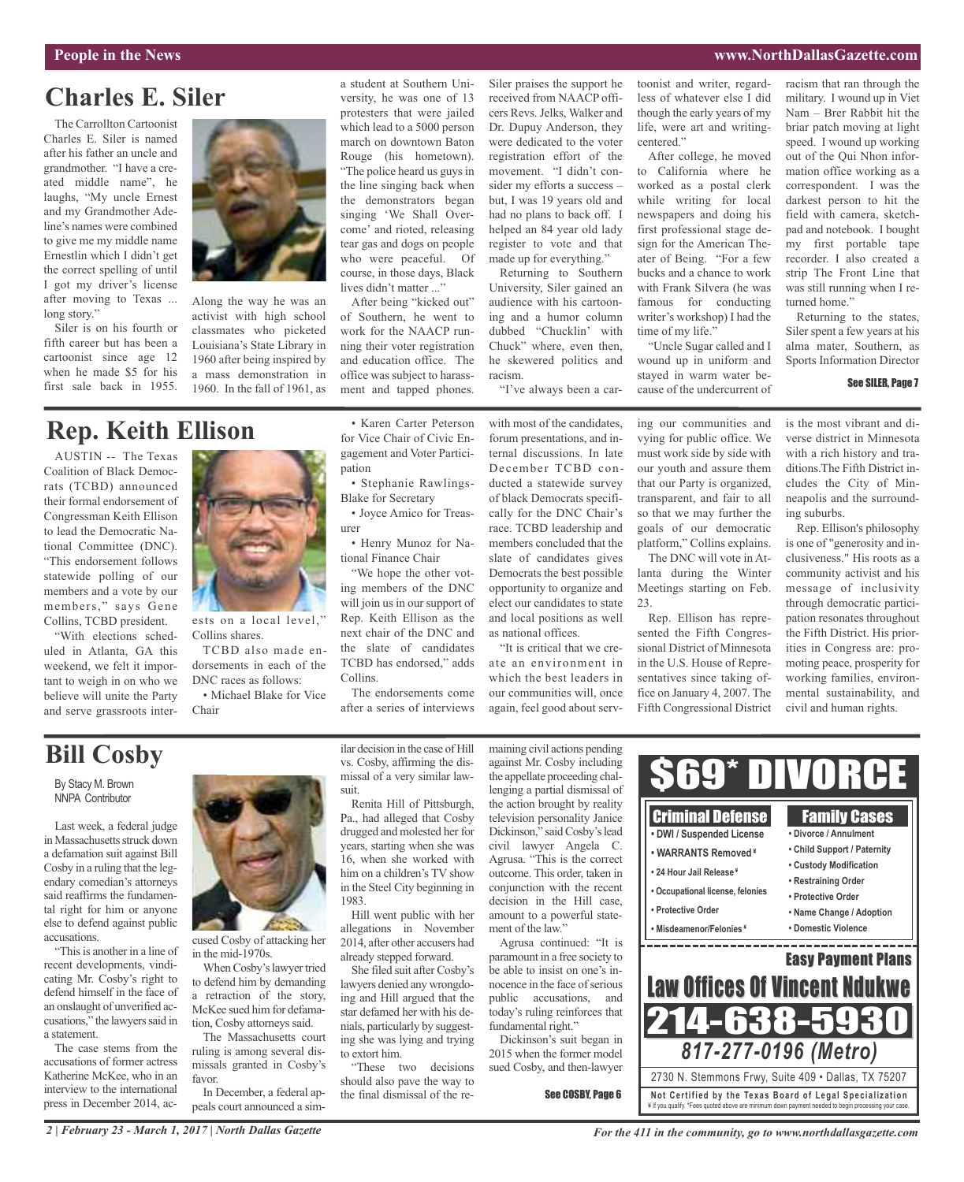# Charles E. Siler

The Carrollton Cartoonist Charles E. Siler is named after his father an uncle and grandmother. "I have a created middle name", he laughs, "My uncle Ernest and my Grandmother Adeline's names were combined to give me my middle name Ernestlin which I didn't get the correct spelling of until I got my driver's license after moving to Texas ... long story."

Siler is on his fourth or fifth career but has been a cartoonist since age 12 when he made $5 for his first sale back in 1955. Along the way he was an activist with high school classmates who picketed Louisiana's State Library in 1960 after being inspired by a mass demonstration in 1960. In the fall of 1961, as a student at Southern University, he was one of 13 protesters that were jailed which lead to a 5000 person march on downtown Baton Rouge (his hometown). "The police heard us guys in the line singing back when the demonstrators began singing 'We Shall Overcome' and rioted, releasing tear gas and dogs on people who were peaceful. Of course, in those days, Black lives didn't matter ..."

After being "kicked out" of Southern, he went to work for the NAACP running their voter registration and education office. The office was subject to harassment and tapped phones. Siler praises the support he received from NAACP officers Revs. Jelks, Walker and Dr. Dupuy Anderson, they were dedicated to the voter registration effort of the movement. "I didn't consider my efforts a success – but, I was 19 years old and had no plans to back off. I helped an 84 year old lady register to vote and that made up for everything."

Returning to Southern University, Siler gained an audience with his cartooning and a humor column dubbed "Chucklin' with Chuck" where, even then, he skewered politics and racism.

"I've always been a cartoonist and writer, regardless of whatever else I did though the early years of my life, were art and writing-centered."

After college, he moved to California where he worked as a postal clerk while writing for local newspapers and doing his first professional stage design for the American Theater of Being. "For a few bucks and a chance to work with Frank Silvera (he was famous for conducting writer's workshop) I had the time of my life."

"Uncle Sugar called and I wound up in uniform and stayed in warm water because of the undercurrent of racism that ran through the military. I wound up in Viet Nam – Brer Rabbit hit the briar patch moving at light speed. I wound up working out of the Qui Nhon information office working as a correspondent. I was the darkest person to hit the field with camera, sketchpad and notebook. I bought my first portable tape recorder. I also created a strip The Front Line that was still running when I returned home."

Returning to the states, Siler spent a few years at his alma mater, Southern, as Sports Information Director

See SILER, Page 7

# Rep. Keith Ellison

AUSTIN -- The Texas Coalition of Black Democrats (TCBD) announced their formal endorsement of Congressman Keith Ellison to lead the Democratic National Committee (DNC). "This endorsement follows statewide polling of our members and a vote by our members," says Gene Collins, TCBD president.

"With elections scheduled in Atlanta, GA this weekend, we felt it important to weigh in on who we believe will unite the Party and serve grassroots interests on a local level," Collins shares.

TCBD also made endorsements in each of the DNC races as follows:

- Michael Blake for Vice Chair
- Karen Carter Peterson for Vice Chair of Civic Engagement and Voter Participation
- Stephanie Rawlings-Blake for Secretary
- Joyce Amico for Treasurer
- Henry Munoz for National Finance Chair

"We hope the other voting members of the DNC will join us in our support of Rep. Keith Ellison as the next chair of the DNC and the slate of candidates TCBD has endorsed," adds Collins.

The endorsements come after a series of interviews with most of the candidates, forum presentations, and internal discussions. In late December TCBD conducted a statewide survey of black Democrats specifically for the DNC Chair's race. TCBD leadership and members concluded that the slate of candidates gives Democrats the best possible opportunity to organize and elect our candidates to state and local positions as well as national offices.

"It is critical that we create an environment in which the best leaders in our communities will, once again, feel good about serving our communities and vying for public office. We must work side by side with our youth and assure them that our Party is organized, transparent, and fair to all so that we may further the goals of our democratic platform," Collins explains.

The DNC will vote in Atlanta during the Winter Meetings starting on Feb. 23.

Rep. Ellison has represented the Fifth Congressional District of Minnesota in the U.S. House of Representatives since taking office on January 4, 2007. The Fifth Congressional District is the most vibrant and diverse district in Minnesota with a rich history and traditions.The Fifth District includes the City of Minneapolis and the surrounding suburbs.

Rep. Ellison's philosophy is one of "generosity and inclusiveness." His roots as a community activist and his message of inclusivity through democratic participation resonates throughout the Fifth District. His priorities in Congress are: promoting peace, prosperity for working families, environmental sustainability, and civil and human rights.

# Bill Cosby

By Stacy M. Brown
NNPA Contributor

Last week, a federal judge in Massachusetts struck down a defamation suit against Bill Cosby in a ruling that the legendary comedian's attorneys said reaffirms the fundamental right for him or anyone else to defend against public accusations.

"This is another in a line of recent developments, vindicating Mr. Cosby's right to defend himself in the face of an onslaught of unverified accusations," the lawyers said in a statement.

The case stems from the accusations of former actress Katherine McKee, who in an interview to the international press in December 2014, accused Cosby of attacking her in the mid-1970s.

When Cosby's lawyer tried to defend him by demanding a retraction of the story, McKee sued him for defamation, Cosby attorneys said.

The Massachusetts court ruling is among several dismissals granted in Cosby's favor.

In December, a federal appeals court announced a similar decision in the case of Hill vs. Cosby, affirming the dismissal of a very similar lawsuit.

Renita Hill of Pittsburgh, Pa., had alleged that Cosby drugged and molested her for years, starting when she was 16, when she worked with him on a children's TV show in the Steel City beginning in 1983.

Hill went public with her allegations in November 2014, after other accusers had already stepped forward.

She filed suit after Cosby's lawyers denied any wrongdoing and Hill argued that the star defamed her with his denials, particularly by suggesting she was lying and trying to extort him.

"These two decisions should also pave the way to the final dismissal of the remaining civil actions pending against Mr. Cosby including the appellate proceeding challenging a partial dismissal of the action brought by reality television personality Janice Dickinson," said Cosby's lead civil lawyer Angela C. Agrusa. "This is the correct outcome. This order, taken in conjunction with the recent decision in the Hill case, amount to a powerful statement of the law."

Agrusa continued: "It is paramount in a free society to be able to insist on one's innocence in the face of serious public accusations, and today's ruling reinforces that fundamental right."

Dickinson's suit began in 2015 when the former model sued Cosby, and then-lawyer

See COSBY, Page 6

**$69\* DIVORCE**

**Criminal Defense**
- DWI / Suspended License
- WARRANTS Removed ¥
- 24 Hour Jail Release ¥
- Occupational license, felonies
- Protective Order
- Misdeameanor/Felonies ¥

**Family Cases**
- Divorce / Annulment
- Child Support / Paternity
- Custody Modification
- Restraining Order
- Protective Order
- Name Change / Adoption
- Domestic Violence

**Easy Payment Plans**

**Law Offices Of Vincent Ndukwe**

**214-638-5930**

***817-277-0196 (Metro)***

2730 N. Stemmons Frwy, Suite 409 • Dallas, TX 75207

**Not Certified by the Texas Board of Legal Specialization**
¥ If you qualify. \*Fees quoted above are minimum down payment needed to begin processing your case.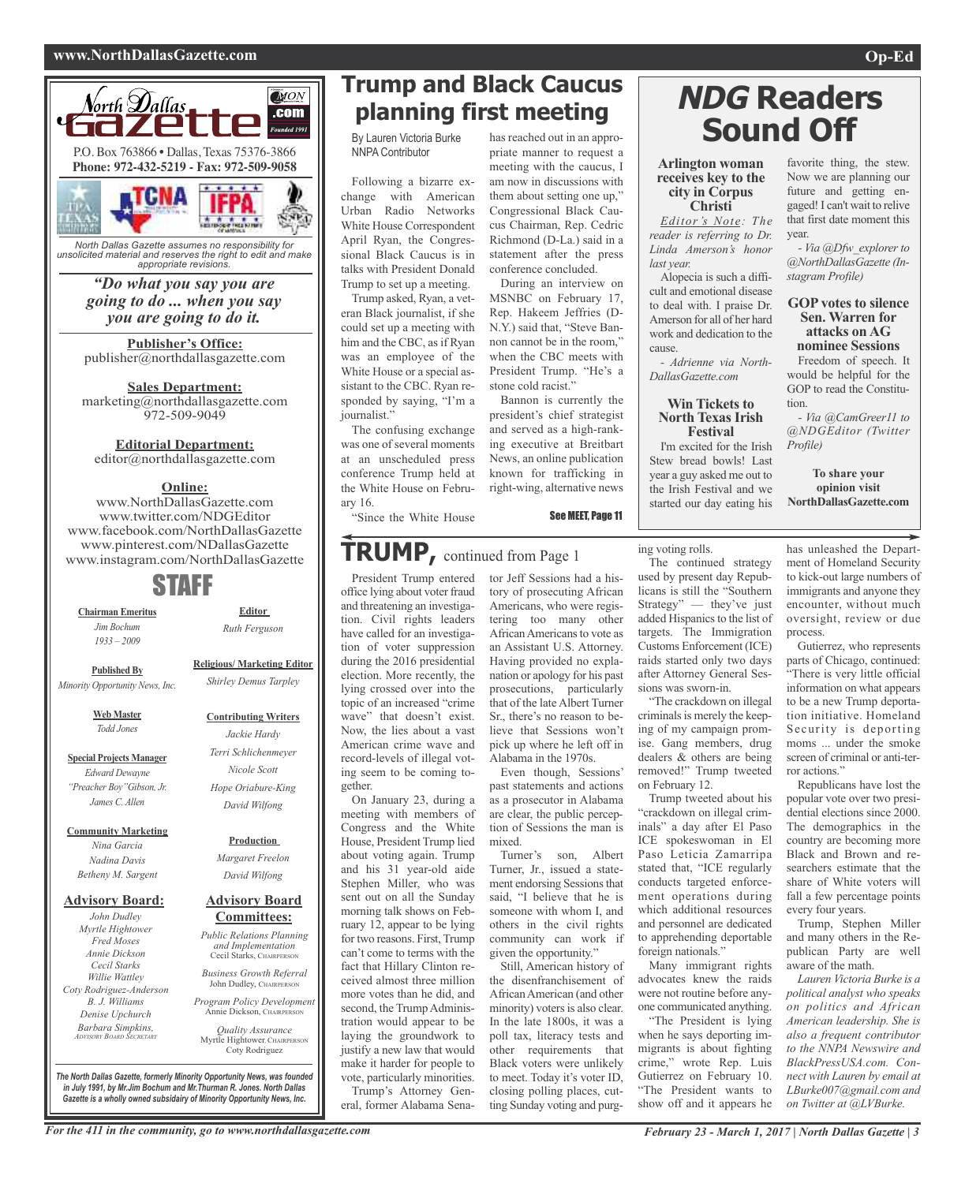## North Dallas Gazette

P.O. Box 763866 • Dallas, Texas 75376-3866
**Phone: 972-432-5219 - Fax: 972-509-9058**

*North Dallas Gazette assumes no responsibility for unsolicited material and reserves the right to edit and make appropriate revisions.*

***"Do what you say you are going to do ... when you say you are going to do it.***

**Publisher's Office:**
publisher@northdallasgazette.com

**Sales Department:**
marketing@northdallasgazette.com
972-509-9049

**Editorial Department:**
editor@northdallasgazette.com

**Online:**
www.NorthDallasGazette.com
www.twitter.com/NDGEditor
www.facebook.com/NorthDallasGazette
www.pinterest.com/NDallasGazette
www.instagram.com/NorthDallasGazette

## STAFF

**Chairman Emeritus**
*Jim Bochum*
*1933 – 2009*

**Published By**
*Minority Opportunity News, Inc.*

**Web Master**
*Todd Jones*

**Special Projects Manager**
*Edward Dewayne "Preacher Boy" Gibson, Jr.*
*James C. Allen*

**Community Marketing**
*Nina Garcia*
*Nadina Davis*
*Betheny M. Sargent*

**Advisory Board:**
*John Dudley*
*Myrtle Hightower*
*Fred Moses*
*Annie Dickson*
*Cecil Starks*
*Willie Wattley*
*Coty Rodriguez-Anderson*
*B. J. Williams*
*Denise Upchurch*
*Barbara Simpkins, Advisory Board Secretary*

**Editor**
*Ruth Ferguson*

**Religious/ Marketing Editor**
*Shirley Demus Tarpley*

**Contributing Writers**
*Jackie Hardy*
*Terri Schlichenmeyer*
*Nicole Scott*
*Hope Oriabure-King*
*David Wilfong*

**Production**
*Margaret Freelon*
*David Wilfong*

**Advisory Board Committees:**
*Public Relations Planning and Implementation*
Cecil Starks, Chairperson

*Business Growth Referral*
John Dudley, Chairperson

*Program Policy Development*
Annie Dickson, Chairperson

*Quality Assurance*
Myrtle Hightower, Chairperson
Coty Rodriguez

***The North Dallas Gazette, formerly Minority Opportunity News, was founded in July 1991, by Mr.Jim Bochum and Mr.Thurman R. Jones. North Dallas Gazette is a wholly owned subsidairy of Minority Opportunity News, Inc.***

# Trump and Black Caucus planning first meeting

By Lauren Victoria Burke
NNPA Contributor

Following a bizarre exchange with American Urban Radio Networks White House Correspondent April Ryan, the Congressional Black Caucus is in talks with President Donald Trump to set up a meeting.

Trump asked, Ryan, a veteran Black journalist, if she could set up a meeting with him and the CBC, as if Ryan was an employee of the White House or a special assistant to the CBC. Ryan responded by saying, "I'm a journalist."

The confusing exchange was one of several moments at an unscheduled press conference Trump held at the White House on February 16.

"Since the White House has reached out in an appropriate manner to request a meeting with the caucus, I am now in discussions with them about setting one up," Congressional Black Caucus Chairman, Rep. Cedric Richmond (D-La.) said in a statement after the press conference concluded.

During an interview on MSNBC on February 17, Rep. Hakeem Jeffries (D-N.Y.) said that, "Steve Bannon cannot be in the room," when the CBC meets with President Trump. "He's a stone cold racist."

Bannon is currently the president's chief strategist and served as a high-ranking executive at Breitbart News, an online publication known for trafficking in right-wing, alternative news

**See MEET, Page 11**

# *NDG* Readers Sound Off

### Arlington woman receives key to the city in Corpus Christi

*Editor's Note: The reader is referring to Dr. Linda Amerson's honor last year.*

Alopecia is such a difficult and emotional disease to deal with. I praise Dr. Amerson for all of her hard work and dedication to the cause.

*- Adrienne via NorthDallasGazette.com*

### Win Tickets to North Texas Irish Festival

I'm excited for the Irish Stew bread bowls! Last year a guy asked me out to the Irish Festival and we started our day eating his favorite thing, the stew. Now we are planning our future and getting engaged! I can't wait to relive that first date moment this year.

*- Via @Dfw_explorer to @NorthDallasGazette (Instagram Profile)*

### GOP votes to silence Sen. Warren for attacks on AG nominee Sessions

Freedom of speech. It would be helpful for the GOP to read the Constitution.

*- Via @CamGreer11 to @NDGEditor (Twitter Profile)*

**To share your opinion visit NorthDallasGazette.com**

# TRUMP, continued from Page 1

President Trump entered office lying about voter fraud and threatening an investigation. Civil rights leaders have called for an investigation of voter suppression during the 2016 presidential election. More recently, the lying crossed over into the topic of an increased "crime wave" that doesn't exist. Now, the lies about a vast American crime wave and record-levels of illegal voting seem to be coming together.

On January 23, during a meeting with members of Congress and the White House, President Trump lied about voting again. Trump and his 31 year-old aide Stephen Miller, who was sent out on all the Sunday morning talk shows on February 12, appear to be lying for two reasons. First, Trump can't come to terms with the fact that Hillary Clinton received almost three million more votes than he did, and second, the Trump Administration would appear to be laying the groundwork to justify a new law that would make it harder for people to vote, particularly minorities.

Trump's Attorney General, former Alabama Senator Jeff Sessions had a history of prosecuting African Americans, who were registering too many other African Americans to vote as an Assistant U.S. Attorney. Having provided no explanation or apology for his past prosecutions, particularly that of the late Albert Turner Sr., there's no reason to believe that Sessions won't pick up where he left off in Alabama in the 1970s.

Even though, Sessions' past statements and actions as a prosecutor in Alabama are clear, the public perception of Sessions the man is mixed.

Turner's son, Albert Turner, Jr., issued a statement endorsing Sessions that said, "I believe that he is someone with whom I, and others in the civil rights community can work if given the opportunity."

Still, American history of the disenfranchisement of African American (and other minority) voters is also clear. In the late 1800s, it was a poll tax, literacy tests and other requirements that Black voters were unlikely to meet. Today it's voter ID, closing polling places, cutting Sunday voting and purging voting rolls.

The continued strategy used by present day Republicans is still the "Southern Strategy" — they've just added Hispanics to the list of targets. The Immigration Customs Enforcement (ICE) raids started only two days after Attorney General Sessions was sworn-in.

"The crackdown on illegal criminals is merely the keeping of my campaign promise. Gang members, drug dealers & others are being removed!" Trump tweeted on February 12.

Trump tweeted about his "crackdown on illegal criminals" a day after El Paso ICE spokeswoman in El Paso Leticia Zamarripa stated that, "ICE regularly conducts targeted enforcement operations during which additional resources and personnel are dedicated to apprehending deportable foreign nationals."

Many immigrant rights advocates knew the raids were not routine before anyone communicated anything.

"The President is lying when he says deporting immigrants is about fighting crime," wrote Rep. Luis Gutierrez on February 10. "The President wants to show off and it appears he has unleashed the Department of Homeland Security to kick-out large numbers of immigrants and anyone they encounter, without much oversight, review or due process.

Gutierrez, who represents parts of Chicago, continued: "There is very little official information on what appears to be a new Trump deportation initiative. Homeland Security is deporting moms ... under the smoke screen of criminal or anti-terror actions."

Republicans have lost the popular vote over two presidential elections since 2000. The demographics in the country are becoming more Black and Brown and researchers estimate that the share of White voters will fall a few percentage points every four years.

Trump, Stephen Miller and many others in the Republican Party are well aware of the math.

*Lauren Victoria Burke is a political analyst who speaks on politics and African American leadership. She is also a frequent contributor to the NNPA Newswire and BlackPressUSA.com. Connect with Lauren by email at LBurke007@gmail.com and on Twitter at @LVBurke.*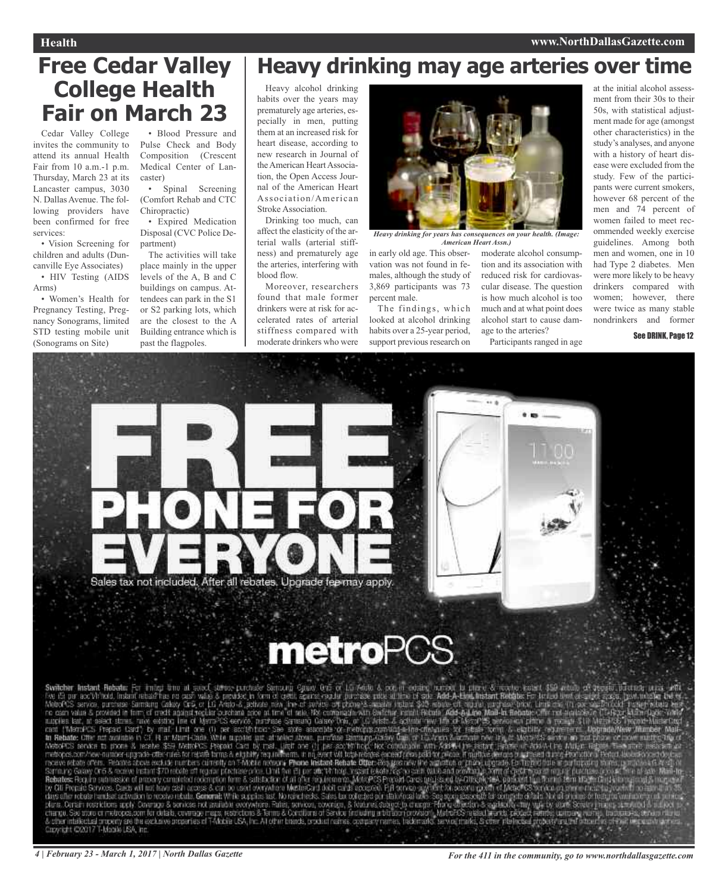# Free Cedar Valley College Health Fair on March 23

Cedar Valley College invites the community to attend its annual Health Fair from 10 a.m.-1 p.m. Thursday, March 23 at its Lancaster campus, 3030 N. Dallas Avenue. The following providers have been confirmed for free services:

- Vision Screening for children and adults (Duncanville Eye Associates)
- HIV Testing (AIDS Arms)
- Women's Health for Pregnancy Testing, Pregnancy Sonograms, limited STD testing mobile unit (Sonograms on Site)
- Blood Pressure and Pulse Check and Body Composition (Crescent Medical Center of Lancaster)
- Spinal Screening (Comfort Rehab and CTC Chiropractic)
- Expired Medication Disposal (CVC Police Department)

The activities will take place mainly in the upper levels of the A, B and C buildings on campus. Attendees can park in the S1 or S2 parking lots, which are the closest to the A Building entrance which is past the flagpoles.

# Heavy drinking may age arteries over time

Heavy alcohol drinking habits over the years may prematurely age arteries, especially in men, putting them at an increased risk for heart disease, according to new research in Journal of the American Heart Association, the Open Access Journal of the American Heart Association/American Stroke Association.

Drinking too much, can affect the elasticity of the arterial walls (arterial stiffness) and prematurely age the arteries, interfering with blood flow.

Moreover, researchers found that male former drinkers were at risk for accelerated rates of arterial stiffness compared with moderate drinkers who were in early old age. This observation was not found in females, although the study of 3,869 participants was 73 percent male.

*Heavy drinking for years has consequences on your health. (Image: American Heart Assn.)*

The findings, which looked at alcohol drinking habits over a 25-year period, support previous research on moderate alcohol consumption and its association with reduced risk for cardiovascular disease. The question is how much alcohol is too much and at what point does alcohol start to cause damage to the arteries?

Participants ranged in age at the initial alcohol assessment from their 30s to their 50s, with statistical adjustment made for age (amongst other characteristics) in the study's analyses, and anyone with a history of heart disease were excluded from the study. Few of the participants were current smokers, however 68 percent of the men and 74 percent of women failed to meet recommended weekly exercise guidelines. Among both men and women, one in 10 had Type 2 diabetes. Men were more likely to be heavy drinkers compared with women; however, there were twice as many stable nondrinkers and former

See DRINK, Page 12

FREE PHONE FOR EVERYONE

Sales tax not included. After all rebates. Upgrade fee may apply.

metroPCS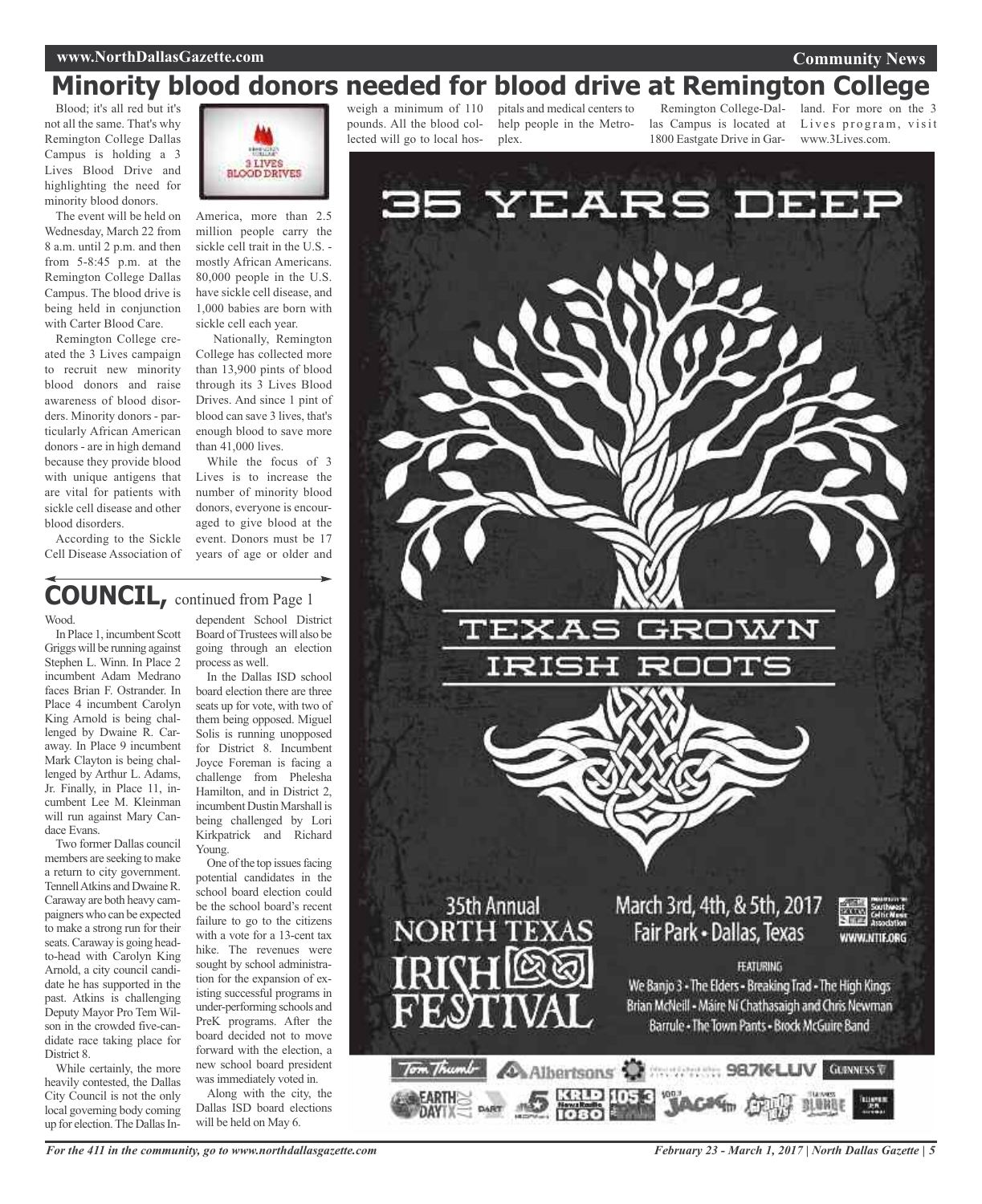# Minority blood donors needed for blood drive at Remington College

Blood; it's all red but it's not all the same. That's why Remington College Dallas Campus is holding a 3 Lives Blood Drive and highlighting the need for minority blood donors.

The event will be held on Wednesday, March 22 from 8 a.m. until 2 p.m. and then from 5-8:45 p.m. at the Remington College Dallas Campus. The blood drive is being held in conjunction with Carter Blood Care.

Remington College created the 3 Lives campaign to recruit new minority blood donors and raise awareness of blood disorders. Minority donors - particularly African American donors - are in high demand because they provide blood with unique antigens that are vital for patients with sickle cell disease and other blood disorders.

According to the Sickle Cell Disease Association of America, more than 2.5 million people carry the sickle cell trait in the U.S. - mostly African Americans. 80,000 people in the U.S. have sickle cell disease, and 1,000 babies are born with sickle cell each year.

Nationally, Remington College has collected more than 13,900 pints of blood through its 3 Lives Blood Drives. And since 1 pint of blood can save 3 lives, that's enough blood to save more than 41,000 lives.

While the focus of 3 Lives is to increase the number of minority blood donors, everyone is encouraged to give blood at the event. Donors must be 17 years of age or older and weigh a minimum of 110 pounds. All the blood collected will go to local hospitals and medical centers to help people in the Metroplex.

Remington College-Dallas Campus is located at 1800 Eastgate Drive in Garland. For more on the 3 Lives program, visit www.3Lives.com.

## COUNCIL, continued from Page 1

Wood.

In Place 1, incumbent Scott Griggs will be running against Stephen L. Winn. In Place 2 incumbent Adam Medrano faces Brian F. Ostrander. In Place 4 incumbent Carolyn King Arnold is being challenged by Dwaine R. Caraway. In Place 9 incumbent Mark Clayton is being challenged by Arthur L. Adams, Jr. Finally, in Place 11, incumbent Lee M. Kleinman will run against Mary Candace Evans.

Two former Dallas council members are seeking to make a return to city government. Tennell Atkins and Dwaine R. Caraway are both heavy campaigners who can be expected to make a strong run for their seats. Caraway is going head-to-head with Carolyn King Arnold, a city council candidate he has supported in the past. Atkins is challenging Deputy Mayor Pro Tem Wilson in the crowded five-candidate race taking place for District 8.

While certainly, the more heavily contested, the Dallas City Council is not the only local governing body coming up for election. The Dallas Independent School District Board of Trustees will also be going through an election process as well.

In the Dallas ISD school board election there are three seats up for vote, with two of them being opposed. Miguel Solis is running unopposed for District 8. Incumbent Joyce Foreman is facing a challenge from Phelesha Hamilton, and in District 2, incumbent Dustin Marshall is being challenged by Lori Kirkpatrick and Richard Young.

One of the top issues facing potential candidates in the school board election could be the school board's recent failure to go to the citizens with a vote for a 13-cent tax hike. The revenues were sought by school administration for the expansion of existing successful programs in under-performing schools and PreK programs. After the board decided not to move forward with the election, a new school board president was immediately voted in.

Along with the city, the Dallas ISD board elections will be held on May 6.

35 YEARS DEEP

TEXAS GROWN IRISH ROOTS

35th Annual NORTH TEXAS IRISH FESTIVAL

March 3rd, 4th, & 5th, 2017
Fair Park • Dallas, Texas

WWW.NTIF.ORG

FEATURING

We Banjo 3 • The Elders • Breaking Trad • The High Kings
Brian McNeill • Máire Ní Chathasaigh and Chris Newman
Barrule • The Town Pants • Brock McGuire Band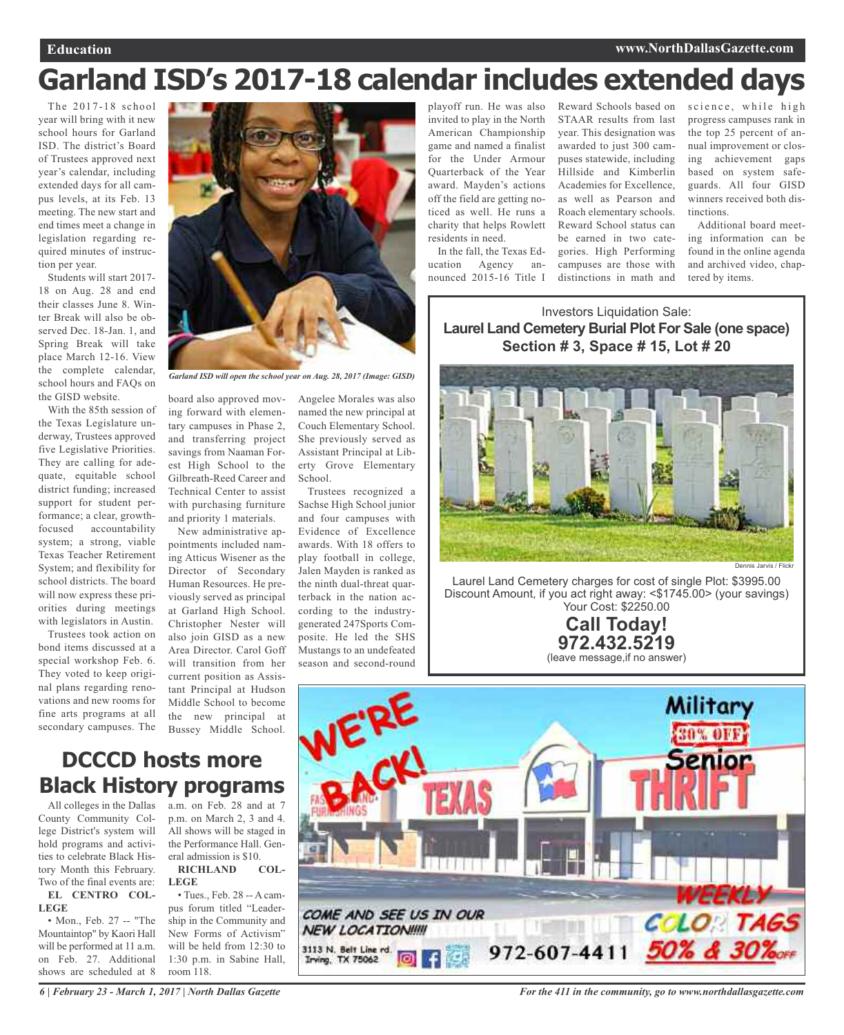# Garland ISD's 2017-18 calendar includes extended days

The 2017-18 school year will bring with it new school hours for Garland ISD. The district's Board of Trustees approved next year's calendar, including extended days for all campus levels, at its Feb. 13 meeting. The new start and end times meet a change in legislation regarding required minutes of instruction per year.

Students will start 2017-18 on Aug. 28 and end their classes June 8. Winter Break will also be observed Dec. 18-Jan. 1, and Spring Break will take place March 12-16. View the complete calendar, school hours and FAQs on the GISD website.

*Garland ISD will open the school year on Aug. 28, 2017 (Image: GISD)*

With the 85th session of the Texas Legislature underway, Trustees approved five Legislative Priorities. They are calling for adequate, equitable school district funding; increased support for student performance; a clear, growth-focused accountability system; a strong, viable Texas Teacher Retirement System; and flexibility for school districts. The board will now express these priorities during meetings with legislators in Austin.

Trustees took action on bond items discussed at a special workshop Feb. 6. They voted to keep original plans regarding renovations and new rooms for fine arts programs at all secondary campuses. The board also approved moving forward with elementary campuses in Phase 2, and transferring project savings from Naaman Forest High School to the Gilbreath-Reed Career and Technical Center to assist with purchasing furniture and priority 1 materials.

New administrative appointments included naming Atticus Wisener as the Director of Secondary Human Resources. He previously served as principal at Garland High School. Christopher Nester will also join GISD as a new Area Director. Carol Goff will transition from her current position as Assistant Principal at Hudson Middle School to become the new principal at Bussey Middle School. Angelee Morales was also named the new principal at Couch Elementary School. She previously served as Assistant Principal at Liberty Grove Elementary School.

Trustees recognized a Sachse High School junior and four campuses with Evidence of Excellence awards. With 18 offers to play football in college, Jalen Mayden is ranked as the ninth dual-threat quarterback in the nation according to the industry-generated 247Sports Composite. He led the SHS Mustangs to an undefeated season and second-round playoff run. He was also invited to play in the North American Championship game and named a finalist for the Under Armour Quarterback of the Year award. Mayden's actions off the field are getting noticed as well. He runs a charity that helps Rowlett residents in need.

In the fall, the Texas Education Agency announced 2015-16 Title I Reward Schools based on STAAR results from last year. This designation was awarded to just 300 campuses statewide, including Hillside and Kimberlin Academies for Excellence, as well as Pearson and Roach elementary schools. Reward School status can be earned in two categories. High Performing campuses are those with distinctions in math and science, while high progress campuses rank in the top 25 percent of annual improvement or closing achievement gaps based on system safeguards. All four GISD winners received both distinctions.

Additional board meeting information can be found in the online agenda and archived video, chaptered by items.

Investors Liquidation Sale:
**Laurel Land Cemetery Burial Plot For Sale (one space)**
**Section # 3, Space # 15, Lot # 20**

Dennis Jarvis / Flickr

Laurel Land Cemetery charges for cost of single Plot: $3995.00
Discount Amount, if you act right away: <$1745.00> (your savings)
Your Cost: $2250.00

**Call Today!**
**972.432.5219**
(leave message,if no answer)

# DCCCD hosts more Black History programs

All colleges in the Dallas County Community College District's system will hold programs and activities to celebrate Black History Month this February. Two of the final events are:

**EL CENTRO COLLEGE**

• Mon., Feb. 27 -- "The Mountaintop" by Kaori Hall will be performed at 11 a.m. on Feb. 27. Additional shows are scheduled at 8 a.m. on Feb. 28 and at 7 p.m. on March 2, 3 and 4. All shows will be staged in the Performance Hall. General admission is $10.

**RICHLAND COLLEGE**

• Tues., Feb. 28 -- A campus forum titled "Leadership in the Community and New Forms of Activism" will be held from 12:30 to 1:30 p.m. in Sabine Hall, room 118.

WE'RE BACK! TEXAS THRIFT

Military 30% OFF Senior

WEEKLY COLOR TAGS 50% & 30% OFF

COME AND SEE US IN OUR NEW LOCATION!!!!!

3113 N. Belt Line rd. Irving, TX 75062

972-607-4411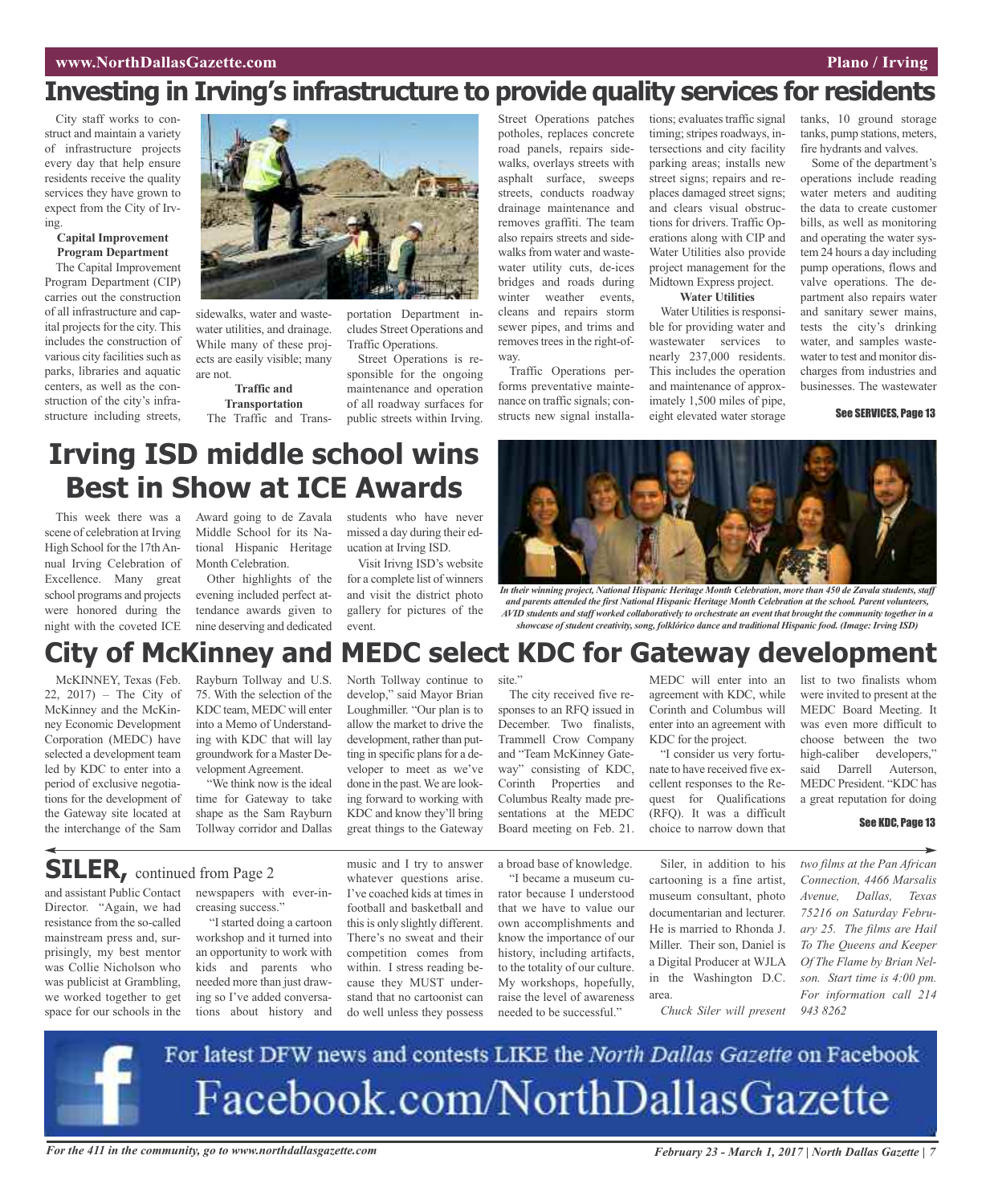# Investing in Irving's infrastructure to provide quality services for residents

City staff works to construct and maintain a variety of infrastructure projects every day that help ensure residents receive the quality services they have grown to expect from the City of Irving.

**Capital Improvement Program Department**

The Capital Improvement Program Department (CIP) carries out the construction of all infrastructure and capital projects for the city. This includes the construction of various city facilities such as parks, libraries and aquatic centers, as well as the construction of the city's infrastructure including streets, sidewalks, water and wastewater utilities, and drainage. While many of these projects are easily visible; many are not.

**Traffic and Transportation**

The Traffic and Transportation Department includes Street Operations and Traffic Operations.

Street Operations is responsible for the ongoing maintenance and operation of all roadway surfaces for public streets within Irving. Street Operations patches potholes, replaces concrete road panels, repairs sidewalks, overlays streets with asphalt surface, sweeps streets, conducts roadway drainage maintenance and removes graffiti. The team also repairs streets and sidewalks from water and wastewater utility cuts, de-ices bridges and roads during winter weather events, cleans and repairs storm sewer pipes, and trims and removes trees in the right-of-way.

Traffic Operations performs preventative maintenance on traffic signals; constructs new signal installations; evaluates traffic signal timing; stripes roadways, intersections and city facility parking areas; installs new street signs; repairs and replaces damaged street signs; and clears visual obstructions for drivers. Traffic Operations along with CIP and Water Utilities also provide project management for the Midtown Express project.

**Water Utilities**

Water Utilities is responsible for providing water and wastewater services to nearly 237,000 residents. This includes the operation and maintenance of approximately 1,500 miles of pipe, eight elevated water storage tanks, 10 ground storage tanks, pump stations, meters, fire hydrants and valves.

Some of the department's operations include reading water meters and auditing the data to create customer bills, as well as monitoring and operating the water system 24 hours a day including pump operations, flows and valve operations. The department also repairs water and sanitary sewer mains, tests the city's drinking water, and samples wastewater to test and monitor discharges from industries and businesses. The wastewater

See SERVICES, Page 13

# Irving ISD middle school wins Best in Show at ICE Awards

This week there was a scene of celebration at Irving High School for the 17th Annual Irving Celebration of Excellence. Many great school programs and projects were honored during the night with the coveted ICE Award going to de Zavala Middle School for its National Hispanic Heritage Month Celebration.

Other highlights of the evening included perfect attendance awards given to nine deserving and dedicated students who have never missed a day during their education at Irving ISD.

Visit Irivng ISD's website for a complete list of winners and visit the district photo gallery for pictures of the event.

*In their winning project, National Hispanic Heritage Month Celebration, more than 450 de Zavala students, staff and parents attended the first National Hispanic Heritage Month Celebration at the school. Parent volunteers, AVID students and staff worked collaboratively to orchestrate an event that brought the community together in a showcase of student creativity, song, folklórico dance and traditional Hispanic food. (Image: Irving ISD)*

# City of McKinney and MEDC select KDC for Gateway development

McKINNEY, Texas (Feb. 22, 2017) – The City of McKinney and the McKinney Economic Development Corporation (MEDC) have selected a development team led by KDC to enter into a period of exclusive negotiations for the development of the Gateway site located at the interchange of the Sam Rayburn Tollway and U.S. 75. With the selection of the KDC team, MEDC will enter into a Memo of Understanding with KDC that will lay groundwork for a Master Development Agreement.

"We think now is the ideal time for Gateway to take shape as the Sam Rayburn Tollway corridor and Dallas North Tollway continue to develop," said Mayor Brian Loughmiller. "Our plan is to allow the market to drive the development, rather than putting in specific plans for a developer to meet as we've done in the past. We are looking forward to working with KDC and know they'll bring great things to the Gateway site."

The city received five responses to an RFQ issued in December. Two finalists, Trammell Crow Company and "Team McKinney Gateway" consisting of KDC, Corinth Properties and Columbus Realty made presentations at the MEDC Board meeting on Feb. 21. MEDC will enter into an agreement with KDC, while Corinth and Columbus will enter into an agreement with KDC for the project.

"I consider us very fortunate to have received five excellent responses to the Request for Qualifications (RFQ). It was a difficult choice to narrow down that list to two finalists whom were invited to present at the MEDC Board Meeting. It was even more difficult to choose between the two high-caliber developers," said Darrell Auterson, MEDC President. "KDC has a great reputation for doing

See KDC, Page 13

## SILER, continued from Page 2

and assistant Public Contact Director. "Again, we had resistance from the so-called mainstream press and, surprisingly, my best mentor was Collie Nicholson who was publicist at Grambling, we worked together to get space for our schools in the newspapers with ever-increasing success."

"I started doing a cartoon workshop and it turned into an opportunity to work with kids and parents who needed more than just drawing so I've added conversations about history and music and I try to answer whatever questions arise. I've coached kids at times in football and basketball and this is only slightly different. There's no sweat and their competition comes from within. I stress reading because they MUST understand that no cartoonist can do well unless they possess a broad base of knowledge.

"I became a museum curator because I understood that we have to value our own accomplishments and know the importance of our history, including artifacts, to the totality of our culture. My workshops, hopefully, raise the level of awareness needed to be successful."

Siler, in addition to his cartooning is a fine artist, museum consultant, photo documentarian and lecturer. He is married to Rhonda J. Miller. Their son, Daniel is a Digital Producer at WJLA in the Washington D.C. area.

*Chuck Siler will present two films at the Pan African Connection, 4466 Marsalis Avenue, Dallas, Texas 75216 on Saturday February 25. The films are Hail To The Queens and Keeper Of The Flame by Brian Nelson. Start time is 4:00 pm. For information call 214 943 8262*

For latest DFW news and contests LIKE the *North Dallas Gazette* on Facebook
Facebook.com/NorthDallasGazette

*For the 411 in the community, go to www.northdallasgazette.com*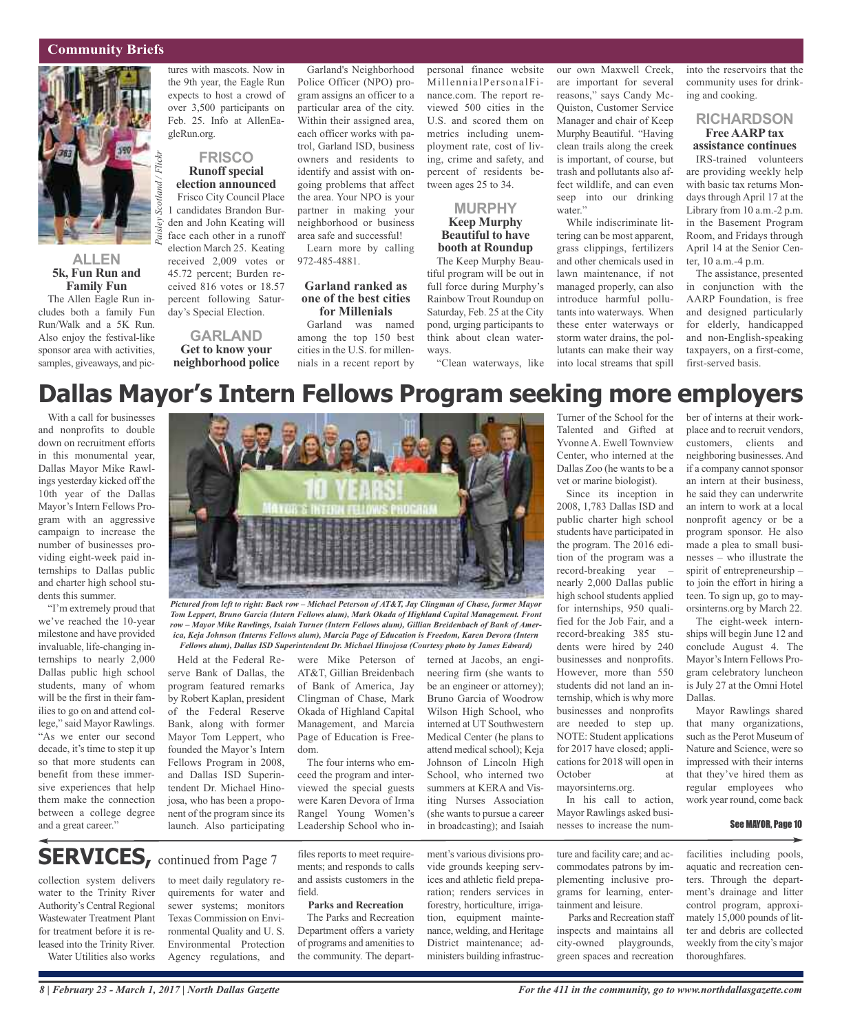## Community Briefs

### ALLEN

**5k, Fun Run and Family Fun**

The Allen Eagle Run includes both a family Fun Run/Walk and a 5K Run. Also enjoy the festival-like sponsor area with activities, samples, giveaways, and pictures with mascots. Now in the 9th year, the Eagle Run expects to host a crowd of over 3,500 participants on Feb. 25. Info at AllenEagleRun.org.

*Paisley Scotland / Flickr*

### FRISCO

**Runoff special election announced**

Frisco City Council Place 1 candidates Brandon Burden and John Keating will face each other in a runoff election March 25. Keating received 2,009 votes or 45.72 percent; Burden received 816 votes or 18.57 percent following Saturday's Special Election.

### GARLAND

**Get to know your neighborhood police**

Garland's Neighborhood Police Officer (NPO) program assigns an officer to a particular area of the city. Within their assigned area, each officer works with patrol, Garland ISD, business owners and residents to identify and assist with ongoing problems that affect the area. Your NPO is your partner in making your neighborhood or business area safe and successful!

Learn more by calling 972-485-4881.

**Garland ranked as one of the best cities for Millenials**

Garland was named among the top 150 best cities in the U.S. for millennials in a recent report by personal finance website MillennialPersonalFinance.com. The report reviewed 500 cities in the U.S. and scored them on metrics including unemployment rate, cost of living, crime and safety, and percent of residents between ages 25 to 34.

### MURPHY

**Keep Murphy Beautiful to have booth at Roundup**

The Keep Murphy Beautiful program will be out in full force during Murphy's Rainbow Trout Roundup on Saturday, Feb. 25 at the City pond, urging participants to think about clean waterways.

"Clean waterways, like our own Maxwell Creek, are important for several reasons," says Candy McQuiston, Customer Service Manager and chair of Keep Murphy Beautiful. "Having clean trails along the creek is important, of course, but trash and pollutants also affect wildlife, and can even seep into our drinking water."

While indiscriminate littering can be most apparent, grass clippings, fertilizers and other chemicals used in lawn maintenance, if not managed properly, can also introduce harmful pollutants into waterways. When these enter waterways or storm water drains, the pollutants can make their way into local streams that spill into the reservoirs that the community uses for drinking and cooking.

### RICHARDSON

**Free AARP tax assistance continues**

IRS-trained volunteers are providing weekly help with basic tax returns Mondays through April 17 at the Library from 10 a.m.-2 p.m. in the Basement Program Room, and Fridays through April 14 at the Senior Center, 10 a.m.-4 p.m.

The assistance, presented in conjunction with the AARP Foundation, is free and designed particularly for elderly, handicapped and non-English-speaking taxpayers, on a first-come, first-served basis.

# Dallas Mayor's Intern Fellows Program seeking more employers

With a call for businesses and nonprofits to double down on recruitment efforts in this monumental year, Dallas Mayor Mike Rawlings yesterday kicked off the 10th year of the Dallas Mayor's Intern Fellows Program with an aggressive campaign to increase the number of businesses providing eight-week paid internships to Dallas public and charter high school students this summer.

"I'm extremely proud that we've reached the 10-year milestone and have provided invaluable, life-changing internships to nearly 2,000 Dallas public high school students, many of whom will be the first in their families to go on and attend college," said Mayor Rawlings. "As we enter our second decade, it's time to step it up so that more students can benefit from these immersive experiences that help them make the connection between a college degree and a great career."

*Pictured from left to right: Back row – Michael Peterson of AT&T, Jay Clingman of Chase, former Mayor Tom Leppert, Bruno Garcia (Intern Fellows alum), Mark Okada of Highland Capital Management. Front row – Mayor Mike Rawlings, Isaiah Turner (Intern Fellows alum), Gillian Breidenbach of Bank of America, Keja Johnson (Interns Fellows alum), Marcia Page of Education is Freedom, Karen Devora (Intern Fellows alum), Dallas ISD Superintendent Dr. Michael Hinojosa (Courtesy photo by James Edward)*

Held at the Federal Reserve Bank of Dallas, the program featured remarks by Robert Kaplan, president of the Federal Reserve Bank, along with former Mayor Tom Leppert, who founded the Mayor's Intern Fellows Program in 2008, and Dallas ISD Superintendent Dr. Michael Hinojosa, who has been a proponent of the program since its launch. Also participating were Mike Peterson of AT&T, Gillian Breidenbach of Bank of America, Jay Clingman of Chase, Mark Okada of Highland Capital Management, and Marcia Page of Education is Freedom.

The four interns who emceed the program and interviewed the special guests were Karen Devora of Irma Rangel Young Women's Leadership School who interned at Jacobs, an engineering firm (she wants to be an engineer or attorney); Bruno Garcia of Woodrow Wilson High School, who interned at UT Southwestern Medical Center (he plans to attend medical school); Keja Johnson of Lincoln High School, who interned two summers at KERA and Visiting Nurses Association (she wants to pursue a career in broadcasting); and Isaiah Turner of the School for the Talented and Gifted at Yvonne A. Ewell Townview Center, who interned at the Dallas Zoo (he wants to be a vet or marine biologist).

Since its inception in 2008, 1,783 Dallas ISD and public charter high school students have participated in the program. The 2016 edition of the program was a record-breaking year – nearly 2,000 Dallas public high school students applied for internships, 950 qualified for the Job Fair, and a record-breaking 385 students were hired by 240 businesses and nonprofits. However, more than 550 students did not land an internship, which is why more businesses and nonprofits are needed to step up. NOTE: Student applications for 2017 have closed; applications for 2018 will open in October at mayorsinterns.org.

In his call to action, Mayor Rawlings asked businesses to increase the number of interns at their workplace and to recruit vendors, customers, clients and neighboring businesses. And if a company cannot sponsor an intern at their business, he said they can underwrite an intern to work at a local nonprofit agency or be a program sponsor. He also made a plea to small businesses – who illustrate the spirit of entrepreneurship – to join the effort in hiring a teen. To sign up, go to mayorsinterns.org by March 22.

The eight-week internships will begin June 12 and conclude August 4. The Mayor's Intern Fellows Program celebratory luncheon is July 27 at the Omni Hotel Dallas.

Mayor Rawlings shared that many organizations, such as the Perot Museum of Nature and Science, were so impressed with their interns that they've hired them as regular employees who work year round, come back

**See MAYOR, Page 10**

# SERVICES, continued from Page 7

collection system delivers water to the Trinity River Authority's Central Regional Wastewater Treatment Plant for treatment before it is released into the Trinity River.

Water Utilities also works to meet daily regulatory requirements for water and sewer systems; monitors Texas Commission on Environmental Quality and U. S. Environmental Protection Agency regulations, and files reports to meet requirements; and responds to calls and assists customers in the field.

**Parks and Recreation**

The Parks and Recreation Department offers a variety of programs and amenities to the community. The department's various divisions provide grounds keeping services and athletic field preparation; renders services in forestry, horticulture, irrigation, equipment maintenance, welding, and Heritage District maintenance; administers building infrastructure and facility care; and accommodates patrons by implementing inclusive programs for learning, entertainment and leisure.

Parks and Recreation staff inspects and maintains all city-owned playgrounds, green spaces and recreation facilities including pools, aquatic and recreation centers. Through the department's drainage and litter control program, approximately 15,000 pounds of litter and debris are collected weekly from the city's major thoroughfares.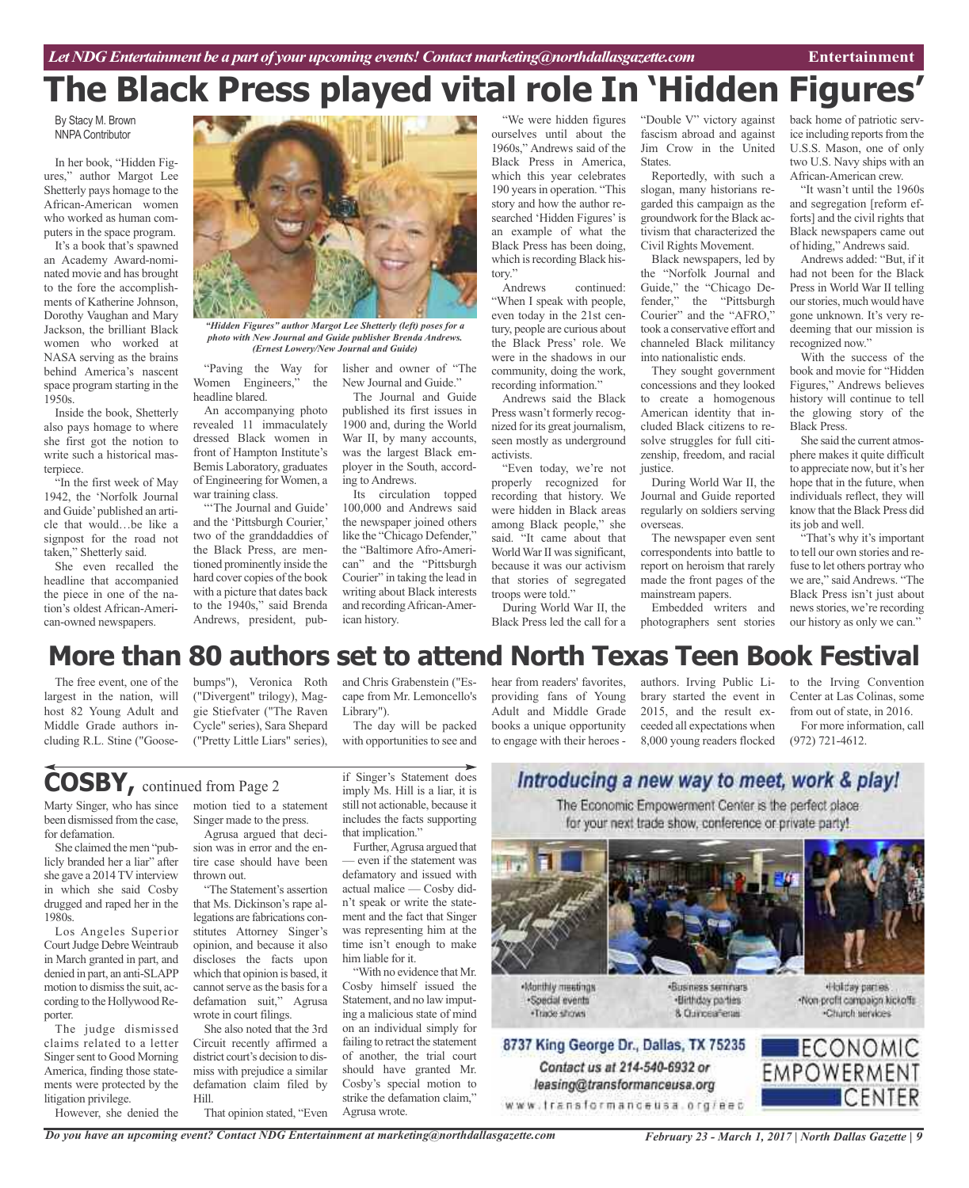# The Black Press played vital role In 'Hidden Figures'

By Stacy M. Brown
NNPA Contributor

In her book, "Hidden Figures," author Margot Lee Shetterly pays homage to the African-American women who worked as human computers in the space program.

It's a book that's spawned an Academy Award-nominated movie and has brought to the fore the accomplishments of Katherine Johnson, Dorothy Vaughan and Mary Jackson, the brilliant Black women who worked at NASA serving as the brains behind America's nascent space program starting in the 1950s.

Inside the book, Shetterly also pays homage to where she first got the notion to write such a historical masterpiece.

"In the first week of May 1942, the 'Norfolk Journal and Guide' published an article that would…be like a signpost for the road not taken," Shetterly said.

She even recalled the headline that accompanied the piece in one of the nation's oldest African-American-owned newspapers.

*"Hidden Figures" author Margot Lee Shetterly (left) poses for a photo with New Journal and Guide publisher Brenda Andrews. (Ernest Lowery/New Journal and Guide)*

"Paving the Way for Women Engineers," the headline blared.

An accompanying photo revealed 11 immaculately dressed Black women in front of Hampton Institute's Bemis Laboratory, graduates of Engineering for Women, a war training class.

"'The Journal and Guide' and the 'Pittsburgh Courier,' two of the granddaddies of the Black Press, are mentioned prominently inside the hard cover copies of the book with a picture that dates back to the 1940s," said Brenda Andrews, president, publisher and owner of "The New Journal and Guide."

The Journal and Guide published its first issues in 1900 and, during the World War II, by many accounts, was the largest Black employer in the South, according to Andrews.

Its circulation topped 100,000 and Andrews said the newspaper joined others like the "Chicago Defender," the "Baltimore Afro-American" and the "Pittsburgh Courier" in taking the lead in writing about Black interests and recording African-American history.

"We were hidden figures ourselves until about the 1960s," Andrews said of the Black Press in America, which this year celebrates 190 years in operation. "This story and how the author researched 'Hidden Figures' is an example of what the Black Press has been doing, which is recording Black history."

Andrews continued: "When I speak with people, even today in the 21st century, people are curious about the Black Press' role. We were in the shadows in our community, doing the work, recording information."

Andrews said the Black Press wasn't formerly recognized for its great journalism, seen mostly as underground activists.

"Even today, we're not properly recognized for recording that history. We were hidden in Black areas among Black people," she said. "It came about that World War II was significant, because it was our activism that stories of segregated troops were told."

During World War II, the Black Press led the call for a "Double V" victory against fascism abroad and against Jim Crow in the United States.

Reportedly, with such a slogan, many historians regarded this campaign as the groundwork for the Black activism that characterized the Civil Rights Movement.

Black newspapers, led by the "Norfolk Journal and Guide," the "Chicago Defender," the "Pittsburgh Courier" and the "AFRO," took a conservative effort and channeled Black militancy into nationalistic ends.

They sought government concessions and they looked to create a homogenous American identity that included Black citizens to resolve struggles for full citizenship, freedom, and racial justice.

During World War II, the Journal and Guide reported regularly on soldiers serving overseas.

The newspaper even sent correspondents into battle to report on heroism that rarely made the front pages of the mainstream papers.

Embedded writers and photographers sent stories back home of patriotic service including reports from the U.S.S. Mason, one of only two U.S. Navy ships with an African-American crew.

"It wasn't until the 1960s and segregation [reform efforts] and the civil rights that Black newspapers came out of hiding," Andrews said.

Andrews added: "But, if it had not been for the Black Press in World War II telling our stories, much would have gone unknown. It's very redeeming that our mission is recognized now."

With the success of the book and movie for "Hidden Figures," Andrews believes history will continue to tell the glowing story of the Black Press.

She said the current atmosphere makes it quite difficult to appreciate now, but it's her hope that in the future, when individuals reflect, they will know that the Black Press did its job and well.

"That's why it's important to tell our own stories and refuse to let others portray who we are," said Andrews. "The Black Press isn't just about news stories, we're recording our history as only we can."

# More than 80 authors set to attend North Texas Teen Book Festival

The free event, one of the largest in the nation, will host 82 Young Adult and Middle Grade authors including R.L. Stine ("Goosebumps"), Veronica Roth ("Divergent" trilogy), Maggie Stiefvater ("The Raven Cycle" series), Sara Shepard ("Pretty Little Liars" series), and Chris Grabenstein ("Escape from Mr. Lemoncello's Library").

The day will be packed with opportunities to see and hear from readers' favorites, providing fans of Young Adult and Middle Grade books a unique opportunity to engage with their heroes - authors. Irving Public Library started the event in 2015, and the result exceeded all expectations when 8,000 young readers flocked to the Irving Convention Center at Las Colinas, some from out of state, in 2016.

For more information, call (972) 721-4612.

## COSBY, continued from Page 2

Marty Singer, who has since been dismissed from the case, for defamation.

She claimed the men "publicly branded her a liar" after she gave a 2014 TV interview in which she said Cosby drugged and raped her in the 1980s.

Los Angeles Superior Court Judge Debre Weintraub in March granted in part, and denied in part, an anti-SLAPP motion to dismiss the suit, according to the Hollywood Reporter.

The judge dismissed claims related to a letter Singer sent to Good Morning America, finding those statements were protected by the litigation privilege.

However, she denied the motion tied to a statement Singer made to the press.

Agrusa argued that decision was in error and the entire case should have been thrown out.

"The Statement's assertion that Ms. Dickinson's rape allegations are fabrications constitutes Attorney Singer's opinion, and because it also discloses the facts upon which that opinion is based, it cannot serve as the basis for a defamation suit," Agrusa wrote in court filings.

She also noted that the 3rd Circuit recently affirmed a district court's decision to dismiss with prejudice a similar defamation claim filed by Hill.

That opinion stated, "Even if Singer's Statement does imply Ms. Hill is a liar, it is still not actionable, because it includes the facts supporting that implication."

Further, Agrusa argued that — even if the statement was defamatory and issued with actual malice — Cosby didn't speak or write the statement and the fact that Singer was representing him at the time isn't enough to make him liable for it.

"With no evidence that Mr. Cosby himself issued the Statement, and no law imputing a malicious state of mind on an individual simply for failing to retract the statement of another, the trial court should have granted Mr. Cosby's special motion to strike the defamation claim," Agrusa wrote.

## Introducing a new way to meet, work & play!

The Economic Empowerment Center is the perfect place for your next trade show, conference or private party!

- Monthly meetings
- Special events
- Trade shows
- Business seminars
- Birthday parties
- & Quinceañeras
- Holiday parties
- Non-profit campaign kickoffs
- Church services

8737 King George Dr., Dallas, TX 75235

Contact us at 214-540-6932 or leasing@transformanceusa.org

www.transformanceusa.org/eec

ECONOMIC EMPOWERMENT CENTER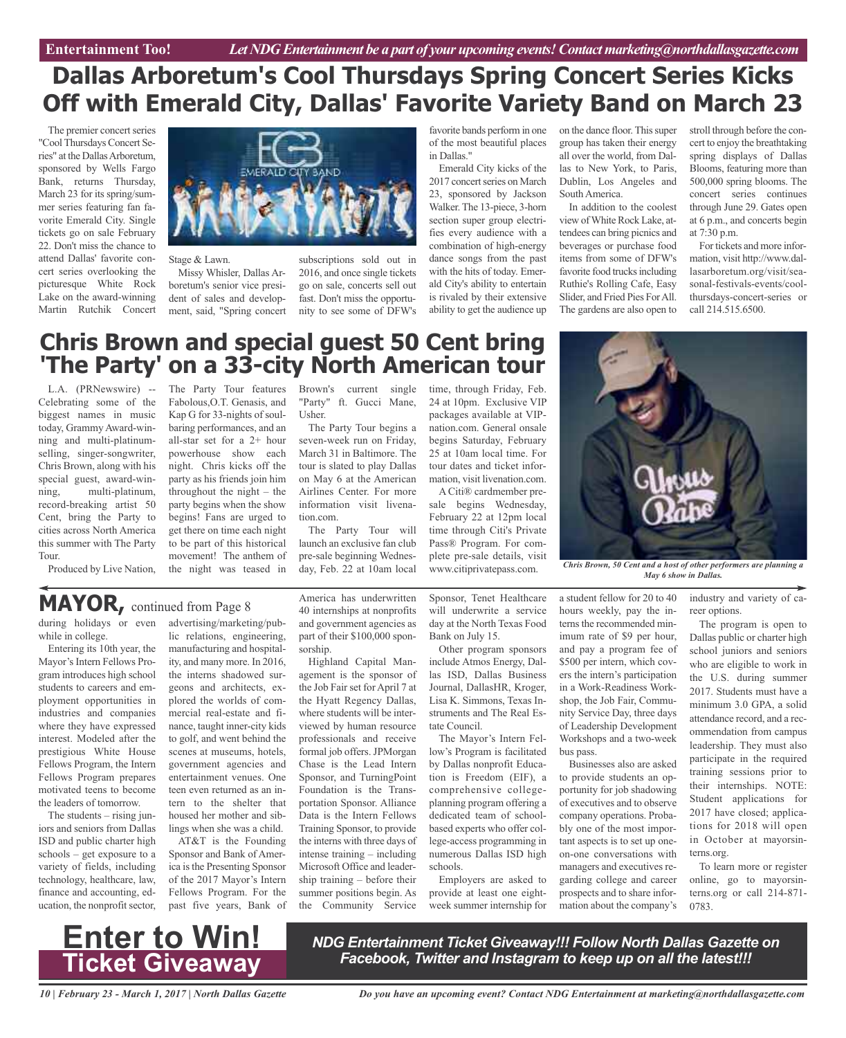Entertainment Too! *Let NDG Entertainment be a part of your upcoming events! Contact marketing@northdallasgazette.com*

# Dallas Arboretum's Cool Thursdays Spring Concert Series Kicks Off with Emerald City, Dallas' Favorite Variety Band on March 23

The premier concert series "Cool Thursdays Concert Series" at the Dallas Arboretum, sponsored by Wells Fargo Bank, returns Thursday, March 23 for its spring/summer series featuring fan favorite Emerald City. Single tickets go on sale February 22. Don't miss the chance to attend Dallas' favorite concert series overlooking the picturesque White Rock Lake on the award-winning Martin Rutchik Concert Stage & Lawn.

Missy Whisler, Dallas Arboretum's senior vice president of sales and development, said, "Spring concert subscriptions sold out in 2016, and once single tickets go on sale, concerts sell out fast. Don't miss the opportunity to see some of DFW's favorite bands perform in one of the most beautiful places in Dallas."

Emerald City kicks of the 2017 concert series on March 23, sponsored by Jackson Walker. The 13-piece, 3-horn section super group electrifies every audience with a combination of high-energy dance songs from the past with the hits of today. Emerald City's ability to entertain is rivaled by their extensive ability to get the audience up on the dance floor. This super group has taken their energy all over the world, from Dallas to New York, to Paris, Dublin, Los Angeles and South America.

In addition to the coolest view of White Rock Lake, attendees can bring picnics and beverages or purchase food items from some of DFW's favorite food trucks including Ruthie's Rolling Cafe, Easy Slider, and Fried Pies For All. The gardens are also open to stroll through before the concert to enjoy the breathtaking spring displays of Dallas Blooms, featuring more than 500,000 spring blooms. The concert series continues through June 29. Gates open at 6 p.m., and concerts begin at 7:30 p.m.

For tickets and more information, visit http://www.dallasarboretum.org/visit/seasonal-festivals-events/coolthursdays-concert-series or call 214.515.6500.

# Chris Brown and special guest 50 Cent bring 'The Party' on a 33-city North American tour

L.A. (PRNewswire) -- Celebrating some of the biggest names in music today, Grammy Award-winning and multi-platinumselling, singer-songwriter, Chris Brown, along with his special guest, award-winning, multi-platinum, record-breaking artist 50 Cent, bring the Party to cities across North America this summer with The Party Tour.

Produced by Live Nation, The Party Tour features Fabolous,O.T. Genasis, and Kap G for 33-nights of soulbaring performances, and an all-star set for a 2+ hour powerhouse show each night. Chris kicks off the party as his friends join him throughout the night – the party begins when the show begins! Fans are urged to get there on time each night to be part of this historical movement! The anthem of the night was teased in Brown's current single "Party" ft. Gucci Mane, Usher.

The Party Tour begins a seven-week run on Friday, March 31 in Baltimore. The tour is slated to play Dallas on May 6 at the American Airlines Center. For more information visit livenation.com.

The Party Tour will launch an exclusive fan club pre-sale beginning Wednesday, Feb. 22 at 10am local time, through Friday, Feb. 24 at 10pm. Exclusive VIP packages available at VIPnation.com. General onsale begins Saturday, February 25 at 10am local time. For tour dates and ticket information, visit livenation.com.

A Citi® cardmember presale begins Wednesday, February 22 at 12pm local time through Citi's Private Pass® Program. For complete pre-sale details, visit www.citiprivatepass.com.

*Chris Brown, 50 Cent and a host of other performers are planning a May 6 show in Dallas.*

## MAYOR, continued from Page 8

during holidays or even while in college.

Entering its 10th year, the Mayor's Intern Fellows Program introduces high school students to careers and employment opportunities in industries and companies where they have expressed interest. Modeled after the prestigious White House Fellows Program, the Intern Fellows Program prepares motivated teens to become the leaders of tomorrow.

The students – rising juniors and seniors from Dallas ISD and public charter high schools – get exposure to a variety of fields, including technology, healthcare, law, finance and accounting, education, the nonprofit sector, advertising/marketing/public relations, engineering, manufacturing and hospitality, and many more. In 2016, the interns shadowed surgeons and architects, explored the worlds of commercial real-estate and finance, taught inner-city kids to golf, and went behind the scenes at museums, hotels, government agencies and entertainment venues. One teen even returned as an intern to the shelter that housed her mother and siblings when she was a child.

AT&T is the Founding Sponsor and Bank of America is the Presenting Sponsor of the 2017 Mayor's Intern Fellows Program. For the past five years, Bank of America has underwritten 40 internships at nonprofits and government agencies as part of their $100,000 sponsorship.

Highland Capital Management is the sponsor of the Job Fair set for April 7 at the Hyatt Regency Dallas, where students will be interviewed by human resource professionals and receive formal job offers. JPMorgan Chase is the Lead Intern Sponsor, and TurningPoint Foundation is the Transportation Sponsor. Alliance Data is the Intern Fellows Training Sponsor, to provide the interns with three days of intense training – including Microsoft Office and leadership training – before their summer positions begin. As the Community Service Sponsor, Tenet Healthcare will underwrite a service day at the North Texas Food Bank on July 15.

Other program sponsors include Atmos Energy, Dallas ISD, Dallas Business Journal, DallasHR, Kroger, Lisa K. Simmons, Texas Instruments and The Real Estate Council.

The Mayor's Intern Fellow's Program is facilitated by Dallas nonprofit Education is Freedom (EIF), a comprehensive collegeplanning program offering a dedicated team of schoolbased experts who offer college-access programming in numerous Dallas ISD high schools.

Employers are asked to provide at least one eightweek summer internship for a student fellow for 20 to 40 hours weekly, pay the interns the recommended minimum rate of $9 per hour, and pay a program fee of $500 per intern, which covers the intern's participation in a Work-Readiness Workshop, the Job Fair, Community Service Day, three days of Leadership Development Workshops and a two-week bus pass.

Businesses also are asked to provide students an opportunity for job shadowing of executives and to observe company operations. Probably one of the most important aspects is to set up oneon-one conversations with managers and executives regarding college and career prospects and to share information about the company's industry and variety of career options.

The program is open to Dallas public or charter high school juniors and seniors who are eligible to work in the U.S. during summer 2017. Students must have a minimum 3.0 GPA, a solid attendance record, and a recommendation from campus leadership. They must also participate in the required training sessions prior to their internships. NOTE: Student applications for 2017 have closed; applications for 2018 will open in October at mayorsinterns.org.

To learn more or register online, go to mayorsinterns.org or call 214-871-0783.

# Enter to Win! Ticket Giveaway

***NDG Entertainment Ticket Giveaway!!! Follow North Dallas Gazette on Facebook, Twitter and Instagram to keep up on all the latest!!!***

*Do you have an upcoming event? Contact NDG Entertainment at marketing@northdallasgazette.com*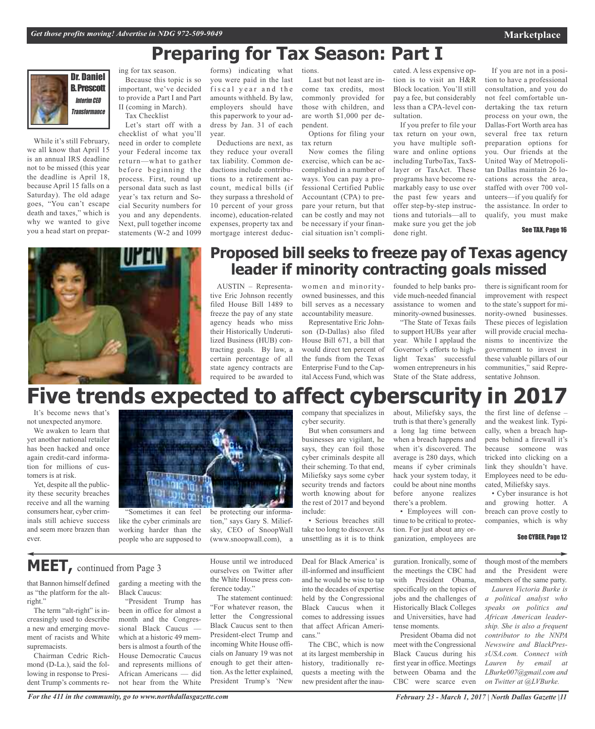# Preparing for Tax Season: Part I

**Dr. Daniel B. Prescott**
*Interim CEO Transformance*

While it's still February, we all know that April 15 is an annual IRS deadline not to be missed (this year the deadline is April 18, because April 15 falls on a Saturday). The old adage goes, "You can't escape death and taxes," which is why we wanted to give you a head start on preparing for tax season.

Because this topic is so important, we've decided to provide a Part I and Part II (coming in March).

Tax Checklist

Let's start off with a checklist of what you'll need in order to complete your Federal income tax return—what to gather before beginning the process. First, round up personal data such as last year's tax return and Social Security numbers for you and any dependents. Next, pull together income statements (W-2 and 1099 forms) indicating what you were paid in the last fiscal year and the amounts withheld. By law, employers should have this paperwork to your address by Jan. 31 of each year.

Deductions are next, as they reduce your overall tax liability. Common deductions include contributions to a retirement account, medical bills (if they surpass a threshold of 10 percent of your gross income), education-related expenses, property tax and mortgage interest deductions.

Last but not least are income tax credits, most commonly provided for those with children, and are worth $1,000 per dependent.

Options for filing your tax return

Now comes the filing exercise, which can be accomplished in a number of ways. You can pay a professional Certified Public Accountant (CPA) to prepare your return, but that can be costly and may not be necessary if your financial situation isn't complicated. A less expensive option is to visit an H&R Block location. You'll still pay a fee, but considerably less than a CPA-level consultation.

If you prefer to file your tax return on your own, you have multiple software and online options including TurboTax, TaxSlayer or TaxAct. These programs have become remarkably easy to use over the past few years and offer step-by-step instructions and tutorials—all to make sure you get the job done right.

If you are not in a position to have a professional consultation, and you do not feel comfortable undertaking the tax return process on your own, the Dallas-Fort Worth area has several free tax return preparation options for you. Our friends at the United Way of Metropolitan Dallas maintain 26 locations across the area, staffed with over 700 volunteers—if you qualify for the assistance. In order to qualify, you must make

See TAX, Page 16

# Proposed bill seeks to freeze pay of Texas agency leader if minority contracting goals missed

AUSTIN – Representative Eric Johnson recently filed House Bill 1489 to freeze the pay of any state agency heads who miss their Historically Underutilized Business (HUB) contracting goals. By law, a certain percentage of all state agency contracts are required to be awarded to women and minority-owned businesses, and this bill serves as a necessary accountability measure.

Representative Eric Johnson (D-Dallas) also filed House Bill 671, a bill that would direct ten percent of the funds from the Texas Enterprise Fund to the Capital Access Fund, which was founded to help banks provide much-needed financial assistance to women and minority-owned businesses.

"The State of Texas fails to support HUBs year after year. While I applaud the Governor's efforts to highlight Texas' successful women entrepreneurs in his State of the State address, there is significant room for improvement with respect to the state's support for minority-owned businesses. These pieces of legislation will provide crucial mechanisms to incentivize the government to invest in these valuable pillars of our communities," said Representative Johnson.

# Five trends expected to affect cyberscurity in 2017

It's become news that's not unexpected anymore.

We awaken to learn that yet another national retailer has been hacked and once again credit-card information for millions of customers is at risk.

Yet, despite all the publicity these security breaches receive and all the warning consumers hear, cyber criminals still achieve success and seem more brazen than ever.

"Sometimes it can feel like the cyber criminals are working harder than the people who are supposed to be protecting our information," says Gary S. Miliefsky, CEO of SnoopWall (www.snoopwall.com), a company that specializes in cyber security.

But when consumers and businesses are vigilant, he says, they can foil those cyber criminals despite all their scheming. To that end, Miliefsky says some cyber security trends and factors worth knowing about for the rest of 2017 and beyond include:

• Serious breaches still take too long to discover. As unsettling as it is to think about, Miliefsky says, the truth is that there's generally a long lag time between when a breach happens and when it's discovered. The average is 280 days, which means if cyber criminals hack your system today, it could be about nine months before anyone realizes there's a problem.

• Employees will continue to be critical to protection. For just about any organization, employees are the first line of defense – and the weakest link. Typically, when a breach happens behind a firewall it's because someone was tricked into clicking on a link they shouldn't have. Employees need to be educated, Miliefsky says.

• Cyber insurance is hot and growing hotter. A breach can prove costly to companies, which is why

See CYBER, Page 12

## MEET, continued from Page 3

that Bannon himself defined as "the platform for the alt-right."

The term "alt-right" is increasingly used to describe a new and emerging movement of racists and White supremacists.

Chairman Cedric Richmond (D-La.), said the following in response to President Trump's comments regarding a meeting with the Black Caucus:

"President Trump has been in office for almost a month and the Congressional Black Caucus — which at a historic 49 members is almost a fourth of the House Democratic Caucus and represents millions of African Americans — did not hear from the White House until we introduced ourselves on Twitter after the White House press conference today."

The statement continued: "For whatever reason, the letter the Congressional Black Caucus sent to then President-elect Trump and incoming White House officials on January 19 was not enough to get their attention. As the letter explained, President Trump's 'New Deal for Black America' is ill-informed and insufficient and he would be wise to tap into the decades of expertise held by the Congressional Black Caucus when it comes to addressing issues that affect African Americans."

The CBC, which is now at its largest membership in history, traditionally requests a meeting with the new president after the inauguration. Ironically, some of the meetings the CBC had with President Obama, specifically on the topics of jobs and the challenges of Historically Black Colleges and Universities, have had tense moments.

President Obama did not meet with the Congressional Black Caucus during his first year in office. Meetings between Obama and the CBC were scarce even though most of the members and the President were members of the same party.

*Lauren Victoria Burke is a political analyst who speaks on politics and African American leadership. She is also a frequent contributor to the NNPA Newswire and BlackPressUSA.com. Connect with Lauren by email at LBurke007@gmail.com and on Twitter at @LVBurke.*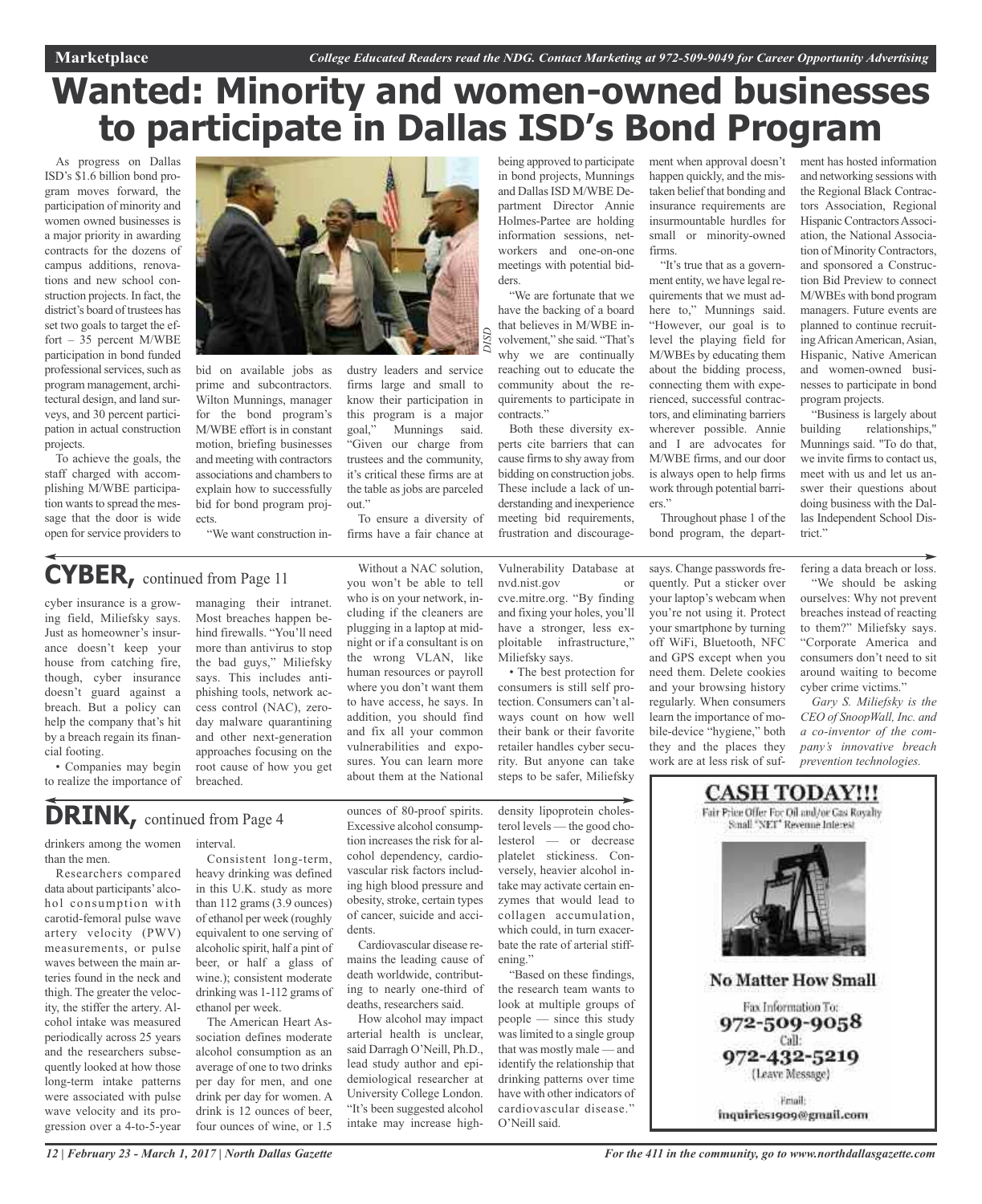# Wanted: Minority and women-owned businesses to participate in Dallas ISD's Bond Program

As progress on Dallas ISD's $1.6 billion bond program moves forward, the participation of minority and women owned businesses is a major priority in awarding contracts for the dozens of campus additions, renovations and new school construction projects. In fact, the district's board of trustees has set two goals to target the effort – 35 percent M/WBE participation in bond funded professional services, such as program management, architectural design, and land surveys, and 30 percent participation in actual construction projects.

To achieve the goals, the staff charged with accomplishing M/WBE participation wants to spread the message that the door is wide open for service providers to bid on available jobs as prime and subcontractors. Wilton Munnings, manager for the bond program's M/WBE effort is in constant motion, briefing businesses and meeting with contractors associations and chambers to explain how to successfully bid for bond program projects.

"We want construction industry leaders and service firms large and small to know their participation in this program is a major goal," Munnings said. "Given our charge from trustees and the community, it's critical these firms are at the table as jobs are parceled out."

To ensure a diversity of firms have a fair chance at being approved to participate in bond projects, Munnings and Dallas ISD M/WBE Department Director Annie Holmes-Partee are holding information sessions, networkers and one-on-one meetings with potential bidders.

"We are fortunate that we have the backing of a board that believes in M/WBE involvement," she said. "That's why we are continually reaching out to educate the community about the requirements to participate in contracts."

Both these diversity experts cite barriers that can cause firms to shy away from bidding on construction jobs. These include a lack of understanding and inexperience meeting bid requirements, frustration and discouragement when approval doesn't happen quickly, and the mistaken belief that bonding and insurance requirements are insurmountable hurdles for small or minority-owned firms.

"It's true that as a government entity, we have legal requirements that we must adhere to," Munnings said. "However, our goal is to level the playing field for M/WBEs by educating them about the bidding process, connecting them with experienced, successful contractors, and eliminating barriers wherever possible. Annie and I are advocates for M/WBE firms, and our door is always open to help firms work through potential barriers."

Throughout phase 1 of the bond program, the department has hosted information and networking sessions with the Regional Black Contractors Association, Regional Hispanic Contractors Association, the National Association of Minority Contractors, and sponsored a Construction Bid Preview to connect M/WBEs with bond program managers. Future events are planned to continue recruiting African American, Asian, Hispanic, Native American and women-owned businesses to participate in bond program projects.

"Business is largely about building relationships," Munnings said. "To do that, we invite firms to contact us, meet with us and let us answer their questions about doing business with the Dallas Independent School District."

## CYBER, continued from Page 11

cyber insurance is a growing field, Miliefsky says. Just as homeowner's insurance doesn't keep your house from catching fire, though, cyber insurance doesn't guard against a breach. But a policy can help the company that's hit by a breach regain its financial footing.

• Companies may begin to realize the importance of managing their intranet. Most breaches happen behind firewalls. "You'll need more than antivirus to stop the bad guys," Miliefsky says. This includes antiphishing tools, network access control (NAC), zero-day malware quarantining and other next-generation approaches focusing on the root cause of how you get breached.

Without a NAC solution, you won't be able to tell who is on your network, including if the cleaners are plugging in a laptop at midnight or if a consultant is on the wrong VLAN, like human resources or payroll where you don't want them to have access, he says. In addition, you should find and fix all your common vulnerabilities and exposures. You can learn more about them at the National Vulnerability Database at nvd.nist.gov or cve.mitre.org. "By finding and fixing your holes, you'll have a stronger, less exploitable infrastructure," Miliefsky says.

• The best protection for consumers is still self protection. Consumers can't always count on how well their bank or their favorite retailer handles cyber security. But anyone can take steps to be safer, Miliefsky says. Change passwords frequently. Put a sticker over your laptop's webcam when you're not using it. Protect your smartphone by turning off WiFi, Bluetooth, NFC and GPS except when you need them. Delete cookies and your browsing history regularly. When consumers learn the importance of mobile-device "hygiene," both they and the places they work are at less risk of suffering a data breach or loss.

"We should be asking ourselves: Why not prevent breaches instead of reacting to them?" Miliefsky says. "Corporate America and consumers don't need to sit around waiting to become cyber crime victims."

*Gary S. Miliefsky is the CEO of SnoopWall, Inc. and a co-inventor of the company's innovative breach prevention technologies.*

## DRINK, continued from Page 4

drinkers among the women than the men.

Researchers compared data about participants' alcohol consumption with carotid-femoral pulse wave artery velocity (PWV) measurements, or pulse waves between the main arteries found in the neck and thigh. The greater the velocity, the stiffer the artery. Alcohol intake was measured periodically across 25 years and the researchers subsequently looked at how those long-term intake patterns were associated with pulse wave velocity and its progression over a 4-to-5-year interval.

Consistent long-term, heavy drinking was defined in this U.K. study as more than 112 grams (3.9 ounces) of ethanol per week (roughly equivalent to one serving of alcoholic spirit, half a pint of beer, or half a glass of wine.); consistent moderate drinking was 1-112 grams of ethanol per week.

The American Heart Association defines moderate alcohol consumption as an average of one to two drinks per day for men, and one drink per day for women. A drink is 12 ounces of beer, four ounces of wine, or 1.5 ounces of 80-proof spirits. Excessive alcohol consumption increases the risk for alcohol dependency, cardiovascular risk factors including high blood pressure and obesity, stroke, certain types of cancer, suicide and accidents.

Cardiovascular disease remains the leading cause of death worldwide, contributing to nearly one-third of deaths, researchers said.

How alcohol may impact arterial health is unclear, said Darragh O'Neill, Ph.D., lead study author and epidemiological researcher at University College London. "It's been suggested alcohol intake may increase high-density lipoprotein cholesterol levels — the good cholesterol — or decrease platelet stickiness. Conversely, heavier alcohol intake may activate certain enzymes that would lead to collagen accumulation, which could, in turn exacerbate the rate of arterial stiffening."

"Based on these findings, the research team wants to look at multiple groups of people — since this study was limited to a single group that was mostly male — and identify the relationship that drinking patterns over time have with other indicators of cardiovascular disease." O'Neill said.

**CASH TODAY!!!**

Fair Price Offer For Oil and/or Gas Royalty Small "NET" Revenue Interest

**No Matter How Small**

Fax Information To: 972-509-9058

Call: 972-432-5219 (Leave Message)

Email: inquiries1909@gmail.com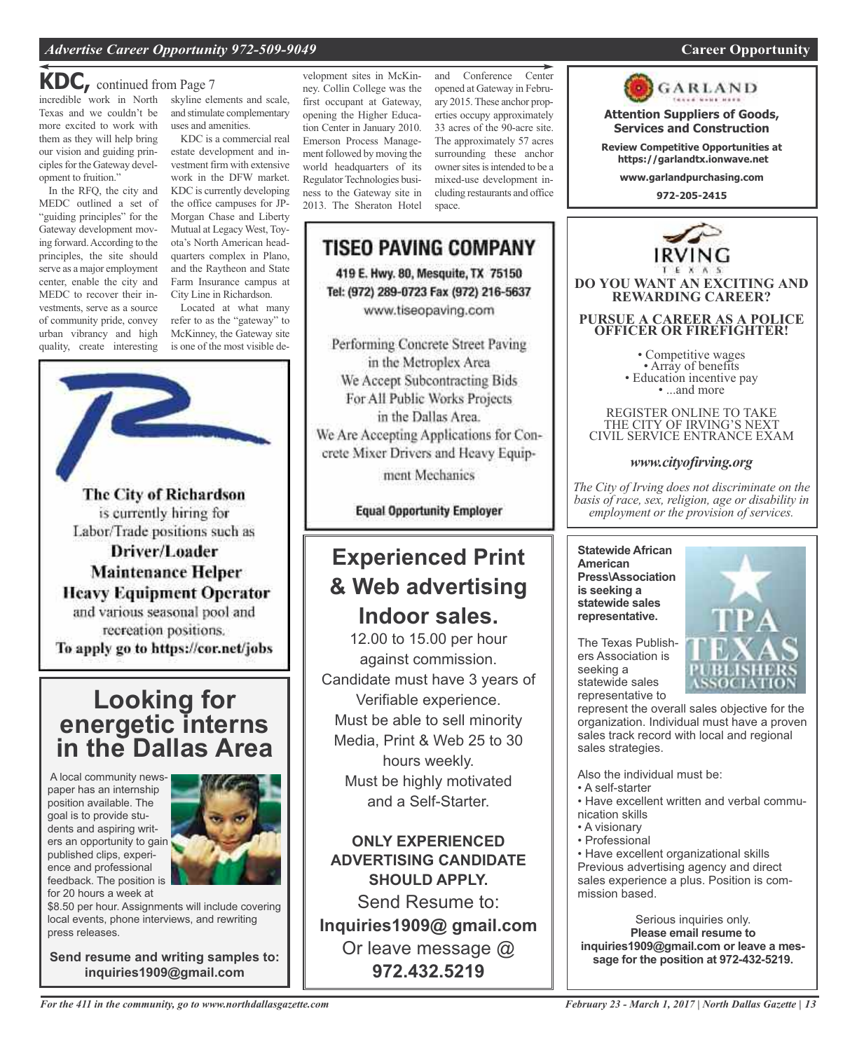## KDC, continued from Page 7

incredible work in North Texas and we couldn't be more excited to work with them as they will help bring our vision and guiding principles for the Gateway development to fruition."

In the RFQ, the city and MEDC outlined a set of "guiding principles" for the Gateway development moving forward. According to the principles, the site should serve as a major employment center, enable the city and MEDC to recover their investments, serve as a source of community pride, convey urban vibrancy and high quality, create interesting skyline elements and scale, and stimulate complementary uses and amenities.

KDC is a commercial real estate development and investment firm with extensive work in the DFW market. KDC is currently developing the office campuses for JPMorgan Chase and Liberty Mutual at Legacy West, Toyota's North American headquarters complex in Plano, and the Raytheon and State Farm Insurance campus at City Line in Richardson.

Located at what many refer to as the "gateway" to McKinney, the Gateway site is one of the most visible development sites in McKinney. Collin College was the first occupant at Gateway, opening the Higher Education Center in January 2010. Emerson Process Management followed by moving the world headquarters of its Regulator Technologies business to the Gateway site in 2013. The Sheraton Hotel and Conference Center opened at Gateway in February 2015. These anchor properties occupy approximately 33 acres of the 90-acre site. The approximately 57 acres surrounding these anchor owner sites is intended to be a mixed-use development including restaurants and office space.

---

**The City of Richardson** is currently hiring for Labor/Trade positions such as

**Driver/Loader**
**Maintenance Helper**
**Heavy Equipment Operator**

and various seasonal pool and recreation positions.

**To apply go to https://cor.net/jobs**

---

## Looking for energetic interns in the Dallas Area

A local community newspaper has an internship position available. The goal is to provide students and aspiring writers an opportunity to gain published clips, experience and professional feedback. The position is for 20 hours a week at $8.50 per hour. Assignments will include covering local events, phone interviews, and rewriting press releases.

**Send resume and writing samples to: inquiries1909@gmail.com**

---

## TISEO PAVING COMPANY

**419 E. Hwy. 80, Mesquite, TX 75150**
**Tel: (972) 289-0723 Fax (972) 216-5637**
www.tiseopaving.com

Performing Concrete Street Paving in the Metroplex Area
We Accept Subcontracting Bids For All Public Works Projects in the Dallas Area.
We Are Accepting Applications for Concrete Mixer Drivers and Heavy Equipment Mechanics

**Equal Opportunity Employer**

---

## Experienced Print & Web advertising Indoor sales.

12.00 to 15.00 per hour against commission.
Candidate must have 3 years of Verifiable experience.
Must be able to sell minority Media, Print & Web 25 to 30 hours weekly.
Must be highly motivated and a Self-Starter.

**ONLY EXPERIENCED ADVERTISING CANDIDATE SHOULD APPLY.**

Send Resume to:
**Inquiries1909@ gmail.com**
Or leave message @
**972.432.5219**

---

GARLAND

**Attention Suppliers of Goods, Services and Construction**

**Review Competitive Opportunities at https://garlandtx.ionwave.net**

**www.garlandpurchasing.com**

**972-205-2415**

---

IRVING TEXAS

**DO YOU WANT AN EXCITING AND REWARDING CAREER?**

**PURSUE A CAREER AS A POLICE OFFICER OR FIREFIGHTER!**

- Competitive wages
- Array of benefits
- Education incentive pay
- ...and more

REGISTER ONLINE TO TAKE THE CITY OF IRVING'S NEXT CIVIL SERVICE ENTRANCE EXAM

***www.cityofirving.org***

*The City of Irving does not discriminate on the basis of race, sex, religion, age or disability in employment or the provision of services.*

---

**Statewide African American Press\Association is seeking a statewide sales representative.**

The Texas Publishers Association is seeking a statewide sales representative to represent the overall sales objective for the organization. Individual must have a proven sales track record with local and regional sales strategies.

Also the individual must be:

- A self-starter
- Have excellent written and verbal communication skills
- A visionary
- Professional
- Have excellent organizational skills

Previous advertising agency and direct sales experience a plus. Position is commission based.

Serious inquiries only.
**Please email resume to inquiries1909@gmail.com or leave a message for the position at 972-432-5219.**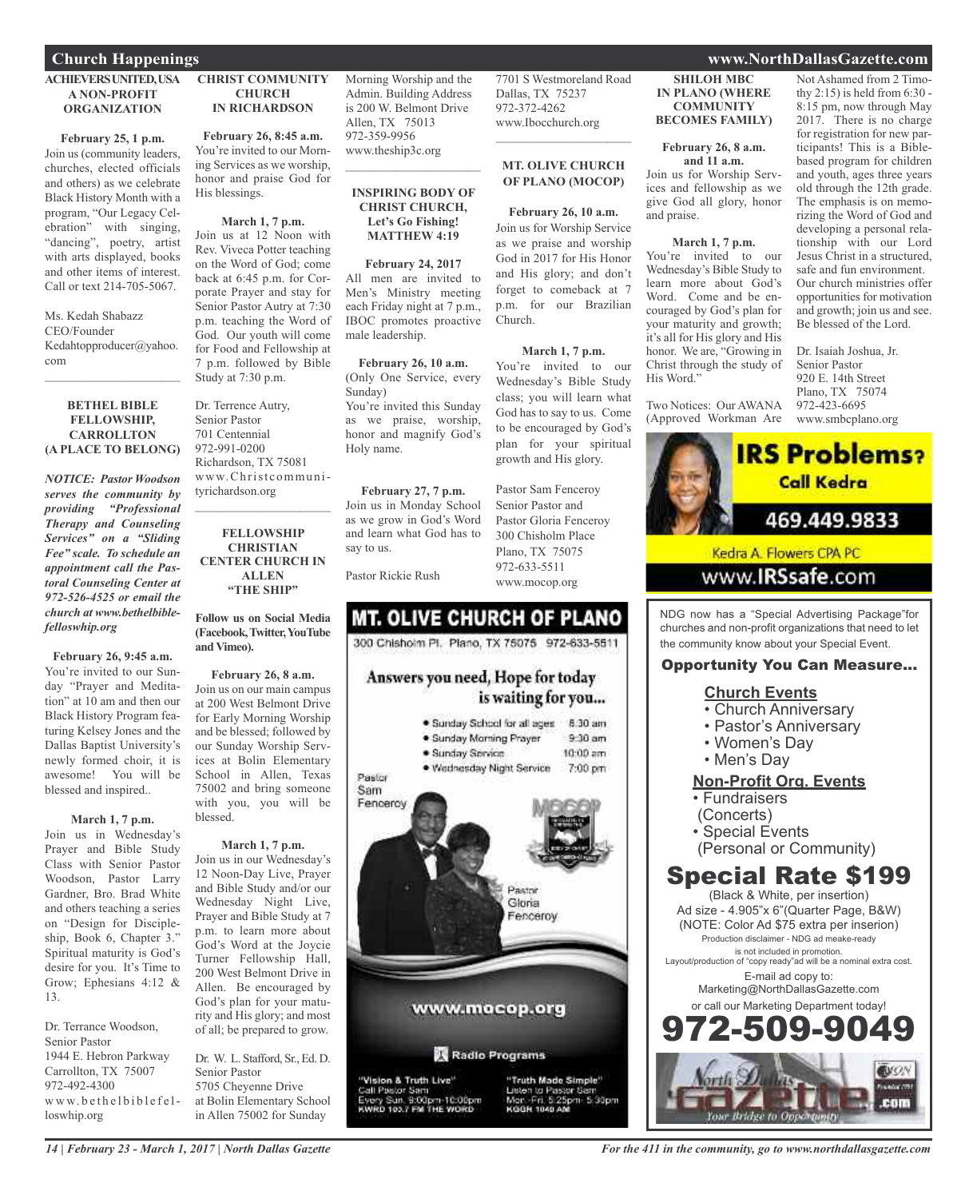## Church Happenings

### ACHIEVERS UNITED, USA A NON-PROFIT ORGANIZATION

**February 25, 1 p.m.**
Join us (community leaders, churches, elected officials and others) as we celebrate Black History Month with a program, "Our Legacy Celebration" with singing, "dancing", poetry, artist with arts displayed, books and other items of interest. Call or text 214-705-5067.

Ms. Kedah Shabazz
CEO/Founder
Kedahtopproducer@yahoo.com

### BETHEL BIBLE FELLOWSHIP, CARROLLTON (A PLACE TO BELONG)

***NOTICE: Pastor Woodson serves the community by providing "Professional Therapy and Counseling Services" on a "Sliding Fee" scale. To schedule an appointment call the Pastoral Counseling Center at 972-526-4525 or email the church at www.bethelbiblefelloswhip.org***

**February 26, 9:45 a.m.**
You're invited to our Sunday "Prayer and Meditation" at 10 am and then our Black History Program featuring Kelsey Jones and the Dallas Baptist University's newly formed choir, it is awesome! You will be blessed and inspired..

**March 1, 7 p.m.**
Join us in Wednesday's Prayer and Bible Study Class with Senior Pastor Woodson, Pastor Larry Gardner, Bro. Brad White and others teaching a series on "Design for Discipleship, Book 6, Chapter 3." Spiritual maturity is God's desire for you. It's Time to Grow; Ephesians 4:12 & 13.

Dr. Terrance Woodson,
Senior Pastor
1944 E. Hebron Parkway
Carrollton, TX 75007
972-492-4300
www.bethelbiblefelloswhip.org

### CHRIST COMMUNITY CHURCH IN RICHARDSON

**February 26, 8:45 a.m.**
You're invited to our Morning Services as we worship, honor and praise God for His blessings.

**March 1, 7 p.m.**
Join us at 12 Noon with Rev. Viveca Potter teaching on the Word of God; come back at 6:45 p.m. for Corporate Prayer and stay for Senior Pastor Autry at 7:30 p.m. teaching the Word of God. Our youth will come for Food and Fellowship at 7 p.m. followed by Bible Study at 7:30 p.m.

Dr. Terrence Autry,
Senior Pastor
701 Centennial
972-991-0200
Richardson, TX 75081
www.Christcommunityrichardson.org

### FELLOWSHIP CHRISTIAN CENTER CHURCH IN ALLEN "THE SHIP"

**Follow us on Social Media (Facebook, Twitter, YouTube and Vimeo).**

**February 26, 8 a.m.**
Join us on our main campus at 200 West Belmont Drive for Early Morning Worship and be blessed; followed by our Sunday Worship Services at Bolin Elementary School in Allen, Texas 75002 and bring someone with you, you will be blessed.

**March 1, 7 p.m.**
Join us in our Wednesday's 12 Noon-Day Live, Prayer and Bible Study and/or our Wednesday Night Live, Prayer and Bible Study at 7 p.m. to learn more about God's Word at the Joycie Turner Fellowship Hall, 200 West Belmont Drive in Allen. Be encouraged by God's plan for your maturity and His glory; and most of all; be prepared to grow.

Dr. W. L. Stafford, Sr., Ed. D.
Senior Pastor
5705 Cheyenne Drive
at Bolin Elementary School in Allen 75002 for Sunday Morning Worship and the Admin. Building Address is 200 W. Belmont Drive Allen, TX 75013
972-359-9956
www.theship3c.org

### INSPIRING BODY OF CHRIST CHURCH, Let's Go Fishing! MATTHEW 4:19

**February 24, 2017**
All men are invited to Men's Ministry meeting each Friday night at 7 p.m., IBOC promotes proactive male leadership.

**February 26, 10 a.m.**
(Only One Service, every Sunday)
You're invited this Sunday as we praise, worship, honor and magnify God's Holy name.

**February 27, 7 p.m.**
Join us in Monday School as we grow in God's Word and learn what God has to say to us.

Pastor Rickie Rush
7701 S Westmoreland Road
Dallas, TX 75237
972-372-4262
www.Ibocchurch.org

### MT. OLIVE CHURCH OF PLANO (MOCOP)

**February 26, 10 a.m.**
Join us for Worship Service as we praise and worship God in 2017 for His Honor and His glory; and don't forget to comeback at 7 p.m. for our Brazilian Church.

**March 1, 7 p.m.**
You're invited to our Wednesday's Bible Study class; you will learn what God has to say to us. Come to be encouraged by God's plan for your spiritual growth and His glory.

Pastor Sam Fenceroy
Senior Pastor and
Pastor Gloria Fenceroy
300 Chisholm Place
Plano, TX 75075
972-633-5511
www.mocop.org

**MT. OLIVE CHURCH OF PLANO**
300 Chisholm Pl. Plano, TX 75075 972-633-5511

Answers you need, Hope for today is waiting for you...

- Sunday School for all ages 8:30 am
- Sunday Morning Prayer 9:30 am
- Sunday Service 10:00 am
- Wednesday Night Service 7:00 pm

Pastor Sam Fenceroy
Pastor Gloria Fenceroy

www.mocop.org

Radio Programs

"Vision & Truth Live" Call Pastor Sam Every Sun. 9:00pm-10:00pm KWRD 103.7 FM THE WORD

"Truth Made Simple" Listen to Pastor Sam Mon.-Fri. 5:25pm-5:30pm KGGR 1040 AM

### SHILOH MBC IN PLANO (WHERE COMMUNITY BECOMES FAMILY)

**February 26, 8 a.m. and 11 a.m.**
Join us for Worship Services and fellowship as we give God all glory, honor and praise.

**March 1, 7 p.m.**
You're invited to our Wednesday's Bible Study to learn more about God's Word. Come and be encouraged by God's plan for your maturity and growth; it's all for His glory and His honor. We are, "Growing in Christ through the study of His Word."

Two Notices: Our AWANA (Approved Workman Are Not Ashamed from 2 Timothy 2:15) is held from 6:30 - 8:15 pm, now through May 2017. There is no charge for registration for new participants! This is a Bible-based program for children and youth, ages three years old through the 12th grade. The emphasis is on memorizing the Word of God and developing a personal relationship with our Lord Jesus Christ in a structured, safe and fun environment. Our church ministries offer opportunities for motivation and growth; join us and see. Be blessed of the Lord.

Dr. Isaiah Joshua, Jr.
Senior Pastor
920 E. 14th Street
Plano, TX 75074
972-423-6695
www.smbcplano.org

**IRS Problems?**
Call Kedra
469.449.9833
Kedra A. Flowers CPA PC
www.IRSsafe.com

NDG now has a "Special Advertising Package" for churches and non-profit organizations that need to let the community know about your Special Event.

**Opportunity You Can Measure...**

**Church Events**
- Church Anniversary
- Pastor's Anniversary
- Women's Day
- Men's Day

**Non-Profit Org. Events**
- Fundraisers (Concerts)
- Special Events (Personal or Community)

**Special Rate $199**
(Black & White, per insertion)
Ad size - 4.905"x 6"(Quarter Page, B&W)
(NOTE: Color Ad $75 extra per inserion)
Production disclaimer - NDG ad meake-ready is not included in promotion.
Layout/production of "copy ready"ad will be a nominal extra cost.
E-mail ad copy to:
Marketing@NorthDallasGazette.com
or call our Marketing Department today!
**972-509-9049**

North Dallas Gazette .com
Your Bridge to Opportunity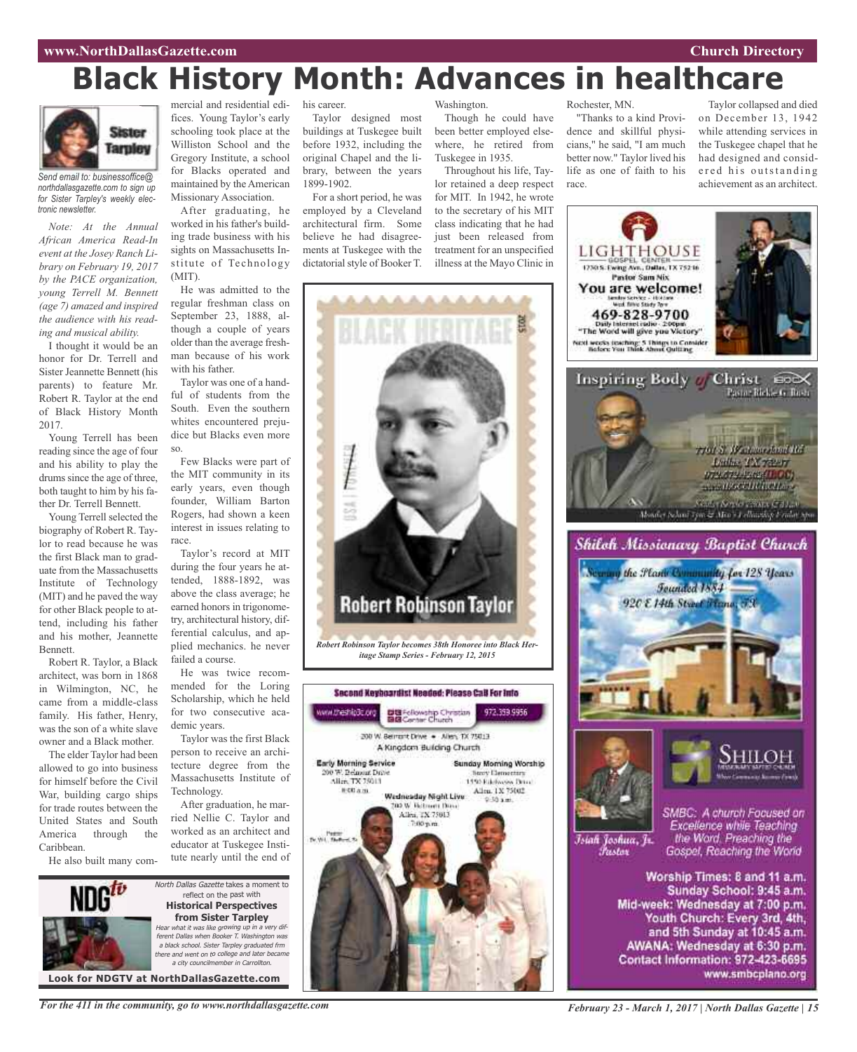# Black History Month: Advances in healthcare

Sister Tarpley

*Send email to: businessoffice@northdallasgazette.com to sign up for Sister Tarpley's weekly electronic newsletter.*

*Note: At the Annual African America Read-In event at the Josey Ranch Library on February 19, 2017 by the PACE organization, young Terrell M. Bennett (age 7) amazed and inspired the audience with his reading and musical ability.*

I thought it would be an honor for Dr. Terrell and Sister Jeannette Bennett (his parents) to feature Mr. Robert R. Taylor at the end of Black History Month 2017.

Young Terrell has been reading since the age of four and his ability to play the drums since the age of three, both taught to him by his father Dr. Terrell Bennett.

Young Terrell selected the biography of Robert R. Taylor to read because he was the first Black man to graduate from the Massachusetts Institute of Technology (MIT) and he paved the way for other Black people to attend, including his father and his mother, Jeannette Bennett.

Robert R. Taylor, a Black architect, was born in 1868 in Wilmington, NC, he came from a middle-class family. His father, Henry, was the son of a white slave owner and a Black mother.

The elder Taylor had been allowed to go into business for himself before the Civil War, building cargo ships for trade routes between the United States and South America through the Caribbean.

He also built many commercial and residential edifices. Young Taylor's early schooling took place at the Williston School and the Gregory Institute, a school for Blacks operated and maintained by the American Missionary Association.

After graduating, he worked in his father's building trade business with his sights on Massachusetts Institute of Technology (MIT).

He was admitted to the regular freshman class on September 23, 1888, although a couple of years older than the average freshman because of his work with his father.

Taylor was one of a handful of students from the South. Even the southern whites encountered prejudice but Blacks even more so.

Few Blacks were part of the MIT community in its early years, even though founder, William Barton Rogers, had shown a keen interest in issues relating to race.

Taylor's record at MIT during the four years he attended, 1888-1892, was above the class average; he earned honors in trigonometry, architectural history, differential calculus, and applied mechanics. he never failed a course.

He was twice recommended for the Loring Scholarship, which he held for two consecutive academic years.

Taylor was the first Black person to receive an architecture degree from the Massachusetts Institute of Technology.

After graduation, he married Nellie C. Taylor and worked as an architect and educator at Tuskegee Institute nearly until the end of his career.

Taylor designed most buildings at Tuskegee built before 1932, including the original Chapel and the library, between the years 1899-1902.

For a short period, he was employed by a Cleveland architectural firm. Some believe he had disagreements at Tuskegee with the dictatorial style of Booker T. Washington.

Though he could have been better employed elsewhere, he retired from Tuskegee in 1935.

Throughout his life, Taylor retained a deep respect for MIT. In 1942, he wrote to the secretary of his MIT class indicating that he had just been released from treatment for an unspecified illness at the Mayo Clinic in Rochester, MN.

"Thanks to a kind Providence and skillful physicians," he said, "I am much better now." Taylor lived his life as one of faith to his race.

Taylor collapsed and died on December 13, 1942 while attending services in the Tuskegee chapel that he had designed and considered his outstanding achievement as an architect.

*Robert Robinson Taylor becomes 38th Honoree into Black Heritage Stamp Series - February 12, 2015*

*North Dallas Gazette* takes a moment to reflect on the past with **Historical Perspectives from Sister Tarpley**

*Hear what it was like growing up in a very different Dallas when Booker T. Washington was a black school. Sister Tarpley graduated frm there and went on to college and later became a city councilmember in Carrollton.*

**Look for NDGTV at NorthDallasGazette.com**

**LIGHTHOUSE GOSPEL CENTER**
1750 S. Ewing Ave., Dallas, TX 75216
Pastor Sam Nix
**You are welcome!**
469-828-9700
Daily Internet radio - 2:00pm
"The Word will give you Victory"
Next weeks teaching: 5 Things to Consider Before You Think About Quitting

**Inspiring Body of Christ**
Pastor Richie G. Butts

**Shiloh Missionary Baptist Church**
Serving the Plano Community for 128 Years
Founded 1884
920 E 14th Street Plano, TX

Isiah Joshua, Jr. Pastor

SMBC: A church Focused on Excellence while Teaching the Word, Preaching the Gospel, Reaching the World

Worship Times: 8 and 11 a.m.
Sunday School: 9:45 a.m.
Mid-week: Wednesday at 7:00 p.m.
Youth Church: Every 3rd, 4th, and 5th Sunday at 10:45 a.m.
AWANA: Wednesday at 6:30 p.m.
Contact Information: 972-423-6695
www.smbcplano.org

**Second Keyboardist Needed: Please Call For Info**

www.theslb3c.org — Fellowship Christian Center Church — 972.359.9956

200 W. Belmont Drive • Allen, TX 75013
A Kingdom Building Church

Early Morning Service — 200 W. Belmont Drive, Allen, TX 75013, 8:00 a.m.

Sunday Morning Worship — Story Elementary, 1550 Edelweiss Drive, Allen, TX 75002, 9:30 a.m.

Wednesday Night Live — 200 W. Belmont Drive, Allen, TX 75013, 7:00 p.m.

Pastor Dr. W.L. Stafford, Sr.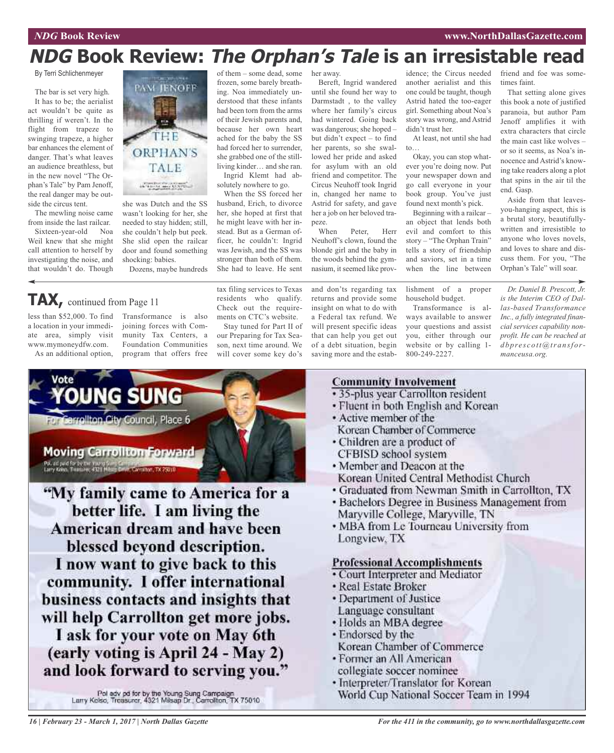# NDG Book Review: *The Orphan's Tale* is an irresistable read

By Terri Schlichenmeyer

The bar is set very high.

It has to be; the aerialist act wouldn't be quite as thrilling if weren't. In the flight from trapeze to swinging trapeze, a higher bar enhances the element of danger. That's what leaves an audience breathless, but in the new novel "The Orphan's Tale" by Pam Jenoff, the real danger may be outside the circus tent.

The mewling noise came from inside the last railcar.

Sixteen-year-old Noa Weil knew that she might call attention to herself by investigating the noise, and that wouldn't do. Though she was Dutch and the SS wasn't looking for her, she needed to stay hidden; still, she couldn't help but peek. She slid open the railcar door and found something shocking: babies.

Dozens, maybe hundreds of them – some dead, some frozen, some barely breathing. Noa immediately understood that these infants had been torn from the arms of their Jewish parents and, because her own heart ached for the baby the SS had forced her to surrender, she grabbed one of the still-living kinder… and she ran.

Ingrid Klemt had absolutely nowhere to go.

When the SS forced her husband, Erich, to divorce her, she hoped at first that he might leave with her instead. But as a German officer, he couldn't: Ingrid was Jewish, and the SS was stronger than both of them. She had to leave. He sent her away.

Bereft, Ingrid wandered until she found her way to Darmstadt , to the valley where her family's circus had wintered. Going back was dangerous; she hoped – but didn't expect – to find her parents, so she swallowed her pride and asked for asylum with an old friend and competitor. The Circus Neuhoff took Ingrid in, changed her name to Astrid for safety, and gave her a job on her beloved trapeze.

When Peter, Herr Neuhoff's clown, found the blonde girl and the baby in the woods behind the gymnasium, it seemed like providence; the Circus needed another aerialist and this one could be taught, though Astrid hated the too-eager girl. Something about Noa's story was wrong, and Astrid didn't trust her.

At least, not until she had to…

Okay, you can stop whatever you're doing now. Put your newspaper down and go call everyone in your book group. You've just found next month's pick.

Beginning with a railcar – an object that lends both evil and comfort to this story – "The Orphan Train" tells a story of friendship and saviors, set in a time when the line between friend and foe was sometimes faint.

That setting alone gives this book a note of justified paranoia, but author Pam Jenoff amplifies it with extra characters that circle the main cast like wolves – or so it seems, as Noa's innocence and Astrid's knowing take readers along a plot that spins in the air til the end. Gasp.

Aside from that leaves-you-hanging aspect, this is a brutal story, beautifully-written and irresistible to anyone who loves novels, and loves to share and discuss them. For you, "The Orphan's Tale" will soar.

## TAX, continued from Page 11

less than $52,000. To find a location in your immediate area, simply visit www.mymoneydfw.com.

As an additional option, Transformance is also joining forces with Community Tax Centers, a Foundation Communities program that offers free tax filing services to Texas residents who qualify. Check out the requirements on CTC's website.

Stay tuned for Part II of our Preparing for Tax Season, next time around. We will cover some key do's and don'ts regarding tax returns and provide some insight on what to do with a Federal tax refund. We will present specific ideas that can help you get out of a debt situation, begin saving more and the establishment of a proper household budget.

Transformance is always available to answer your questions and assist you, either through our website or by calling 1-800-249-2227.

*Dr. Daniel B. Prescott, Jr. is the Interim CEO of Dallas-based Transformance Inc., a fully integrated financial services capability non-profit. He can be reached at dbprescott@transformanceusa.org.*

---

Vote **YOUNG SUNG** For Carrollton City Council, Place 6

**Moving Carrollton Forward**

**"My family came to America for a better life. I am living the American dream and have been blessed beyond description. I now want to give back to this community. I offer international business contacts and insights that will help Carrollton get more jobs. I ask for your vote on May 6th (early voting is April 24 - May 2) and look forward to serving you."**

**Community Involvement**
- 35-plus year Carrollton resident
- Fluent in both English and Korean
- Active member of the Korean Chamber of Commerce
- Children are a product of CFBISD school system
- Member and Deacon at the Korean United Central Methodist Church
- Graduated from Newman Smith in Carrollton, TX
- Bachelors Degree in Business Management from Maryville College, Maryville, TN
- MBA from Le Tourneau University from Longview, TX

**Professional Accomplishments**
- Court Interpreter and Mediator
- Real Estate Broker
- Department of Justice Language consultant
- Holds an MBA degree
- Endorsed by the Korean Chamber of Commerce
- Former an All American collegiate soccer nominee
- Interpreter/Translator for Korean World Cup National Soccer Team in 1994

Pol adv pd for by the Young Sung Campaign
Larry Kelso, Treasurer, 4321 Milsap Dr., Carrollton, TX 75010